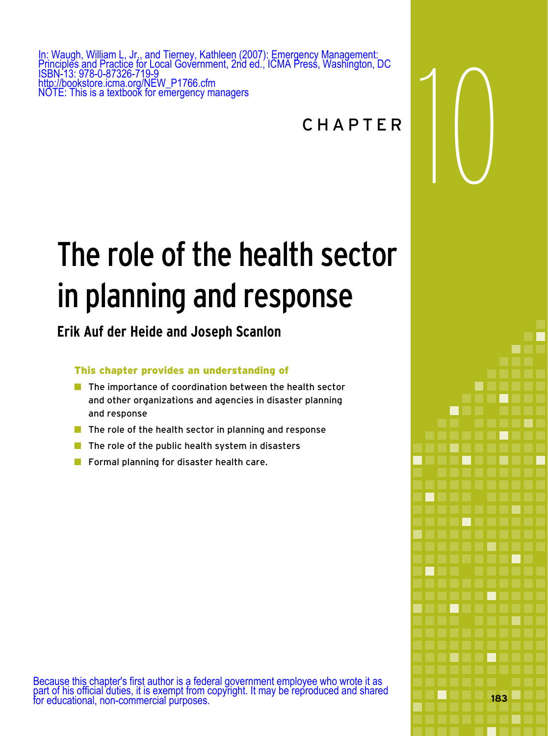In: Waugh, William L, Jr., and Tierney, Kathleen (2007): Emergency Management: Principles and Practice for Local Government, 2nd ed., ICMA Press, Washington, DC
ISBN-13: 978-0-87326-719-9
http://bookstore.icma.org/NEW_P1766.cfm
NOTE: This is a textbook for emergency managers

CHAPTER 10

# The role of the health sector in planning and response

**Erik Auf der Heide and Joseph Scanlon**

**This chapter provides an understanding of**

- The importance of coordination between the health sector and other organizations and agencies in disaster planning and response
- The role of the health sector in planning and response
- The role of the public health system in disasters
- Formal planning for disaster health care.

Because this chapter's first author is a federal government employee who wrote it as part of his official duties, it is exempt from copyright. It may be reproduced and shared for educational, non-commercial purposes.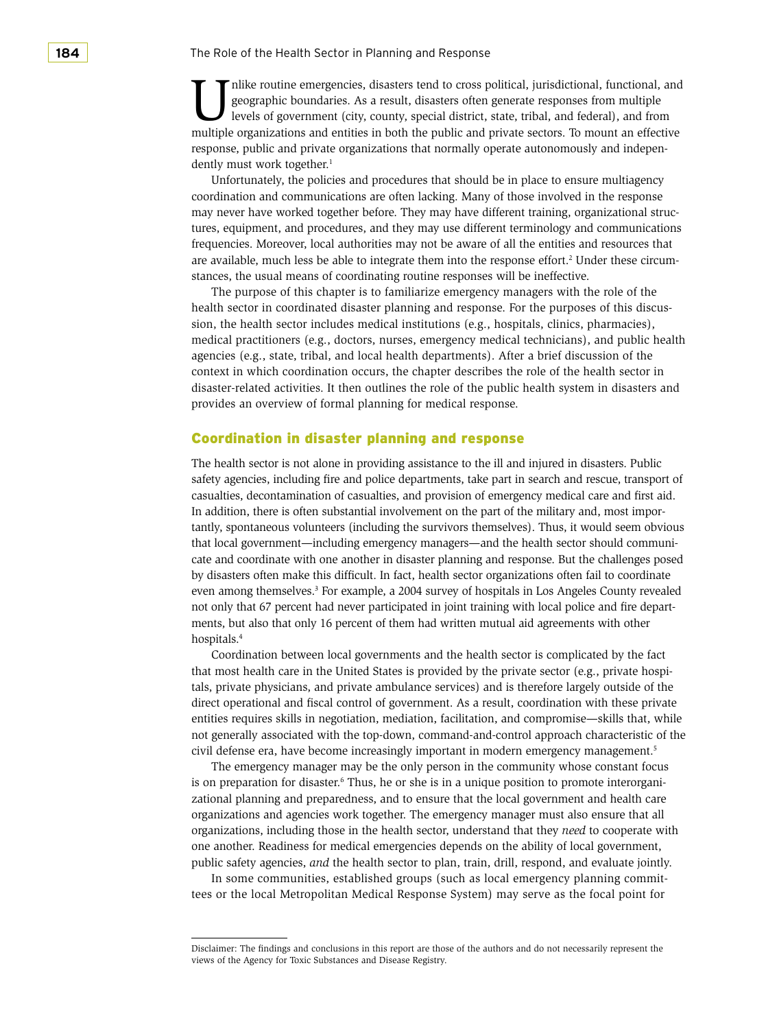Unlike routine emergencies, disasters tend to cross political, jurisdictional, functional, and geographic boundaries. As a result, disasters often generate responses from multiple levels of government (city, county, special district, state, tribal, and federal), and from multiple organizations and entities in both the public and private sectors. To mount an effective response, public and private organizations that normally operate autonomously and independently must work together.[1]

Unfortunately, the policies and procedures that should be in place to ensure multiagency coordination and communications are often lacking. Many of those involved in the response may never have worked together before. They may have different training, organizational structures, equipment, and procedures, and they may use different terminology and communications frequencies. Moreover, local authorities may not be aware of all the entities and resources that are available, much less be able to integrate them into the response effort.[2] Under these circumstances, the usual means of coordinating routine responses will be ineffective.

The purpose of this chapter is to familiarize emergency managers with the role of the health sector in coordinated disaster planning and response. For the purposes of this discussion, the health sector includes medical institutions (e.g., hospitals, clinics, pharmacies), medical practitioners (e.g., doctors, nurses, emergency medical technicians), and public health agencies (e.g., state, tribal, and local health departments). After a brief discussion of the context in which coordination occurs, the chapter describes the role of the health sector in disaster-related activities. It then outlines the role of the public health system in disasters and provides an overview of formal planning for medical response.

## Coordination in disaster planning and response

The health sector is not alone in providing assistance to the ill and injured in disasters. Public safety agencies, including fire and police departments, take part in search and rescue, transport of casualties, decontamination of casualties, and provision of emergency medical care and first aid. In addition, there is often substantial involvement on the part of the military and, most importantly, spontaneous volunteers (including the survivors themselves). Thus, it would seem obvious that local government—including emergency managers—and the health sector should communicate and coordinate with one another in disaster planning and response. But the challenges posed by disasters often make this difficult. In fact, health sector organizations often fail to coordinate even among themselves.[3] For example, a 2004 survey of hospitals in Los Angeles County revealed not only that 67 percent had never participated in joint training with local police and fire departments, but also that only 16 percent of them had written mutual aid agreements with other hospitals.[4]

Coordination between local governments and the health sector is complicated by the fact that most health care in the United States is provided by the private sector (e.g., private hospitals, private physicians, and private ambulance services) and is therefore largely outside of the direct operational and fiscal control of government. As a result, coordination with these private entities requires skills in negotiation, mediation, facilitation, and compromise—skills that, while not generally associated with the top-down, command-and-control approach characteristic of the civil defense era, have become increasingly important in modern emergency management.[5]

The emergency manager may be the only person in the community whose constant focus is on preparation for disaster.[6] Thus, he or she is in a unique position to promote interorganizational planning and preparedness, and to ensure that the local government and health care organizations and agencies work together. The emergency manager must also ensure that all organizations, including those in the health sector, understand that they *need* to cooperate with one another. Readiness for medical emergencies depends on the ability of local government, public safety agencies, *and* the health sector to plan, train, drill, respond, and evaluate jointly.

In some communities, established groups (such as local emergency planning committees or the local Metropolitan Medical Response System) may serve as the focal point for

Disclaimer: The findings and conclusions in this report are those of the authors and do not necessarily represent the views of the Agency for Toxic Substances and Disease Registry.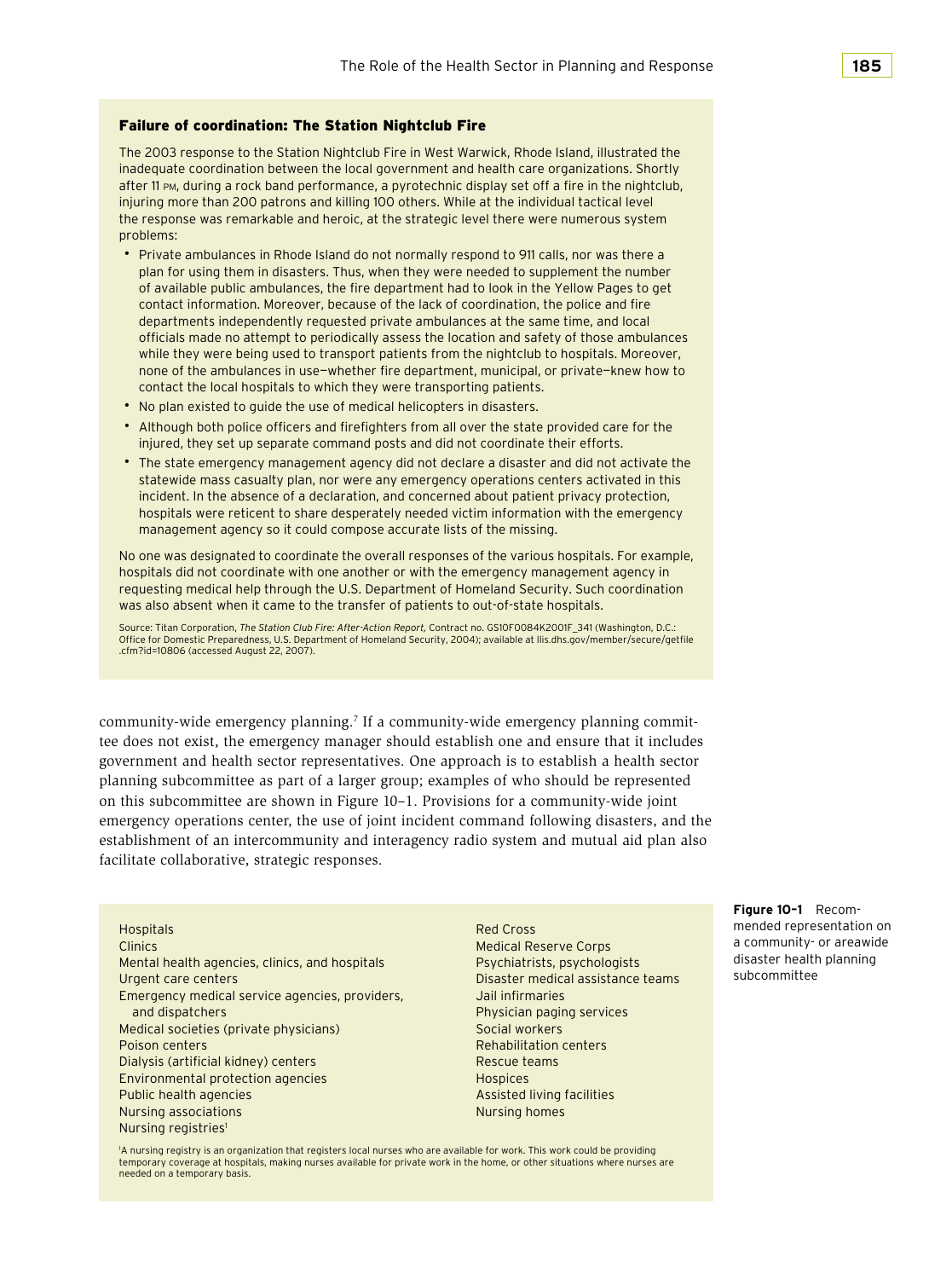### Failure of coordination: The Station Nightclub Fire

The 2003 response to the Station Nightclub Fire in West Warwick, Rhode Island, illustrated the inadequate coordination between the local government and health care organizations. Shortly after 11 PM, during a rock band performance, a pyrotechnic display set off a fire in the nightclub, injuring more than 200 patrons and killing 100 others. While at the individual tactical level the response was remarkable and heroic, at the strategic level there were numerous system problems:

- Private ambulances in Rhode Island do not normally respond to 911 calls, nor was there a plan for using them in disasters. Thus, when they were needed to supplement the number of available public ambulances, the fire department had to look in the Yellow Pages to get contact information. Moreover, because of the lack of coordination, the police and fire departments independently requested private ambulances at the same time, and local officials made no attempt to periodically assess the location and safety of those ambulances while they were being used to transport patients from the nightclub to hospitals. Moreover, none of the ambulances in use—whether fire department, municipal, or private—knew how to contact the local hospitals to which they were transporting patients.
- No plan existed to guide the use of medical helicopters in disasters.
- Although both police officers and firefighters from all over the state provided care for the injured, they set up separate command posts and did not coordinate their efforts.
- The state emergency management agency did not declare a disaster and did not activate the statewide mass casualty plan, nor were any emergency operations centers activated in this incident. In the absence of a declaration, and concerned about patient privacy protection, hospitals were reticent to share desperately needed victim information with the emergency management agency so it could compose accurate lists of the missing.

No one was designated to coordinate the overall responses of the various hospitals. For example, hospitals did not coordinate with one another or with the emergency management agency in requesting medical help through the U.S. Department of Homeland Security. Such coordination was also absent when it came to the transfer of patients to out-of-state hospitals.

Source: Titan Corporation, *The Station Club Fire: After-Action Report,* Contract no. GS10F0084K2001F_341 (Washington, D.C.: Office for Domestic Preparedness, U.S. Department of Homeland Security, 2004); available at llis.dhs.gov/member/secure/getfile.cfm?id=10806 (accessed August 22, 2007).

community-wide emergency planning.[7] If a community-wide emergency planning committee does not exist, the emergency manager should establish one and ensure that it includes government and health sector representatives. One approach is to establish a health sector planning subcommittee as part of a larger group; examples of who should be represented on this subcommittee are shown in Figure 10–1. Provisions for a community-wide joint emergency operations center, the use of joint incident command following disasters, and the establishment of an intercommunity and interagency radio system and mutual aid plan also facilitate collaborative, strategic responses.

- Hospitals
- Clinics
- Mental health agencies, clinics, and hospitals
- Urgent care centers
- Emergency medical service agencies, providers, and dispatchers
- Medical societies (private physicians)
- Poison centers
- Dialysis (artificial kidney) centers
- Environmental protection agencies
- Public health agencies
- Nursing associations
- Nursing registries[1]
- Red Cross
- Medical Reserve Corps
- Psychiatrists, psychologists
- Disaster medical assistance teams
- Jail infirmaries
- Physician paging services
- Social workers
- Rehabilitation centers
- Rescue teams
- Hospices
- Assisted living facilities
- Nursing homes

[1]A nursing registry is an organization that registers local nurses who are available for work. This work could be providing temporary coverage at hospitals, making nurses available for private work in the home, or other situations where nurses are needed on a temporary basis.

**Figure 10–1** Recommended representation on a community- or areawide disaster health planning subcommittee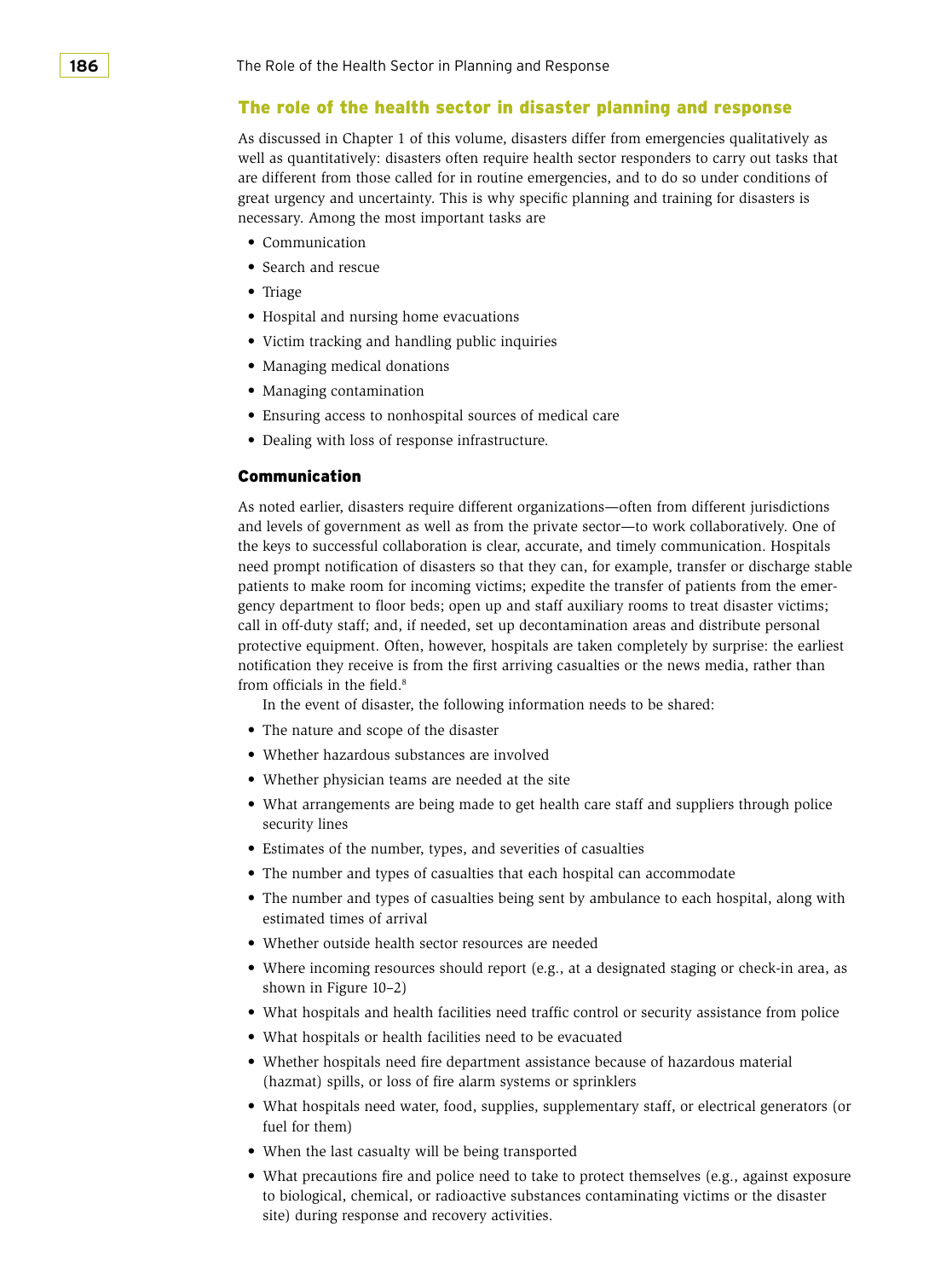## The role of the health sector in disaster planning and response

As discussed in Chapter 1 of this volume, disasters differ from emergencies qualitatively as well as quantitatively: disasters often require health sector responders to carry out tasks that are different from those called for in routine emergencies, and to do so under conditions of great urgency and uncertainty. This is why specific planning and training for disasters is necessary. Among the most important tasks are

- Communication
- Search and rescue
- Triage
- Hospital and nursing home evacuations
- Victim tracking and handling public inquiries
- Managing medical donations
- Managing contamination
- Ensuring access to nonhospital sources of medical care
- Dealing with loss of response infrastructure.

### Communication

As noted earlier, disasters require different organizations—often from different jurisdictions and levels of government as well as from the private sector—to work collaboratively. One of the keys to successful collaboration is clear, accurate, and timely communication. Hospitals need prompt notification of disasters so that they can, for example, transfer or discharge stable patients to make room for incoming victims; expedite the transfer of patients from the emergency department to floor beds; open up and staff auxiliary rooms to treat disaster victims; call in off-duty staff; and, if needed, set up decontamination areas and distribute personal protective equipment. Often, however, hospitals are taken completely by surprise: the earliest notification they receive is from the first arriving casualties or the news media, rather than from officials in the field.[8]

In the event of disaster, the following information needs to be shared:

- The nature and scope of the disaster
- Whether hazardous substances are involved
- Whether physician teams are needed at the site
- What arrangements are being made to get health care staff and suppliers through police security lines
- Estimates of the number, types, and severities of casualties
- The number and types of casualties that each hospital can accommodate
- The number and types of casualties being sent by ambulance to each hospital, along with estimated times of arrival
- Whether outside health sector resources are needed
- Where incoming resources should report (e.g., at a designated staging or check-in area, as shown in Figure 10–2)
- What hospitals and health facilities need traffic control or security assistance from police
- What hospitals or health facilities need to be evacuated
- Whether hospitals need fire department assistance because of hazardous material (hazmat) spills, or loss of fire alarm systems or sprinklers
- What hospitals need water, food, supplies, supplementary staff, or electrical generators (or fuel for them)
- When the last casualty will be being transported
- What precautions fire and police need to take to protect themselves (e.g., against exposure to biological, chemical, or radioactive substances contaminating victims or the disaster site) during response and recovery activities.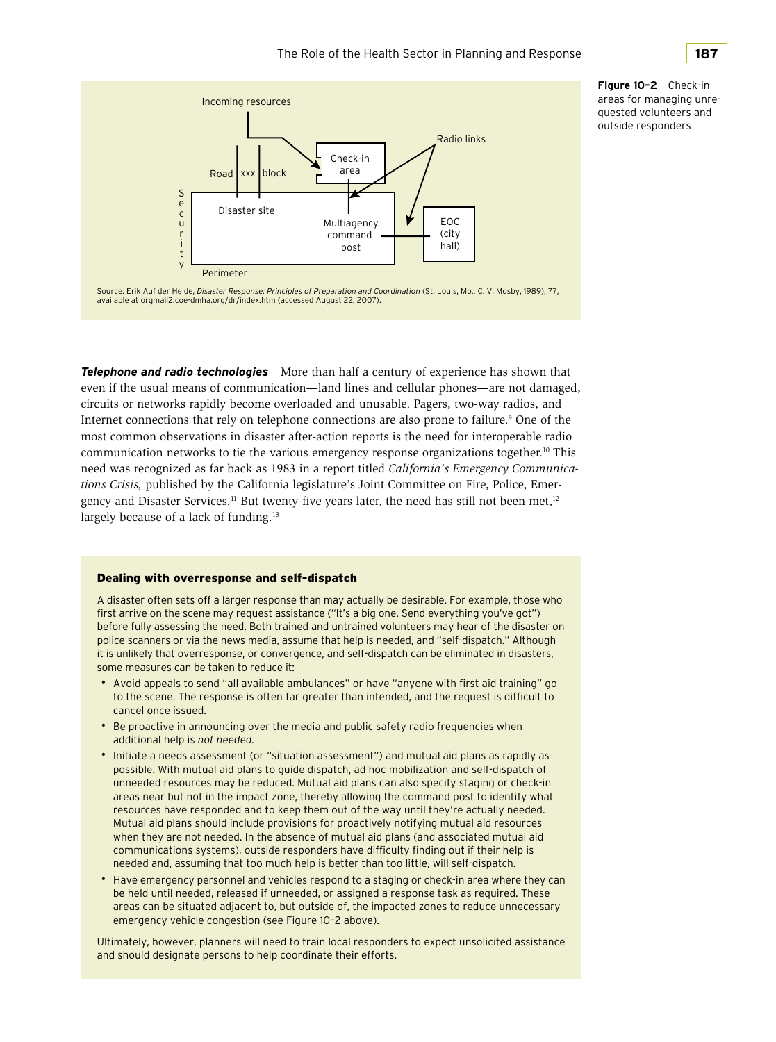Incoming resources

Radio links

Road | xxx | block

Check-in area

Security

Disaster site

Multiagency command post

EOC (city hall)

Perimeter

Source: Erik Auf der Heide, *Disaster Response: Principles of Preparation and Coordination* (St. Louis, Mo.: C. V. Mosby, 1989), 77, available at orgmail2.coe-dmha.org/dr/index.htm (accessed August 22, 2007).

**Figure 10–2** Check-in areas for managing unrequested volunteers and outside responders

***Telephone and radio technologies*** More than half a century of experience has shown that even if the usual means of communication—land lines and cellular phones—are not damaged, circuits or networks rapidly become overloaded and unusable. Pagers, two-way radios, and Internet connections that rely on telephone connections are also prone to failure.[9] One of the most common observations in disaster after-action reports is the need for interoperable radio communication networks to tie the various emergency response organizations together.[10] This need was recognized as far back as 1983 in a report titled *California's Emergency Communications Crisis,* published by the California legislature's Joint Committee on Fire, Police, Emergency and Disaster Services.[11] But twenty-five years later, the need has still not been met,[12] largely because of a lack of funding.[13]

### Dealing with overresponse and self-dispatch

A disaster often sets off a larger response than may actually be desirable. For example, those who first arrive on the scene may request assistance ("It's a big one. Send everything you've got") before fully assessing the need. Both trained and untrained volunteers may hear of the disaster on police scanners or via the news media, assume that help is needed, and "self-dispatch." Although it is unlikely that overresponse, or convergence, and self-dispatch can be eliminated in disasters, some measures can be taken to reduce it:

- Avoid appeals to send "all available ambulances" or have "anyone with first aid training" go to the scene. The response is often far greater than intended, and the request is difficult to cancel once issued.
- Be proactive in announcing over the media and public safety radio frequencies when additional help is *not needed.*
- Initiate a needs assessment (or "situation assessment") and mutual aid plans as rapidly as possible. With mutual aid plans to guide dispatch, ad hoc mobilization and self-dispatch of unneeded resources may be reduced. Mutual aid plans can also specify staging or check-in areas near but not in the impact zone, thereby allowing the command post to identify what resources have responded and to keep them out of the way until they're actually needed. Mutual aid plans should include provisions for proactively notifying mutual aid resources when they are not needed. In the absence of mutual aid plans (and associated mutual aid communications systems), outside responders have difficulty finding out if their help is needed and, assuming that too much help is better than too little, will self-dispatch.
- Have emergency personnel and vehicles respond to a staging or check-in area where they can be held until needed, released if unneeded, or assigned a response task as required. These areas can be situated adjacent to, but outside of, the impacted zones to reduce unnecessary emergency vehicle congestion (see Figure 10–2 above).

Ultimately, however, planners will need to train local responders to expect unsolicited assistance and should designate persons to help coordinate their efforts.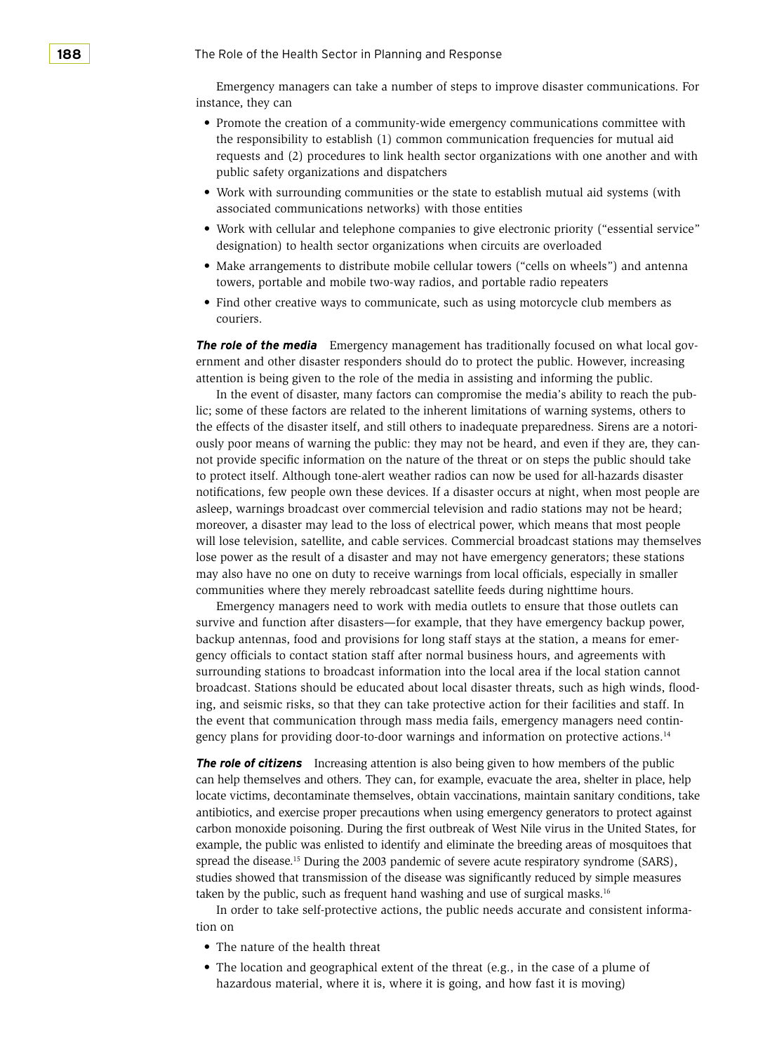Emergency managers can take a number of steps to improve disaster communications. For instance, they can

- Promote the creation of a community-wide emergency communications committee with the responsibility to establish (1) common communication frequencies for mutual aid requests and (2) procedures to link health sector organizations with one another and with public safety organizations and dispatchers
- Work with surrounding communities or the state to establish mutual aid systems (with associated communications networks) with those entities
- Work with cellular and telephone companies to give electronic priority ("essential service" designation) to health sector organizations when circuits are overloaded
- Make arrangements to distribute mobile cellular towers ("cells on wheels") and antenna towers, portable and mobile two-way radios, and portable radio repeaters
- Find other creative ways to communicate, such as using motorcycle club members as couriers.

***The role of the media*** Emergency management has traditionally focused on what local government and other disaster responders should do to protect the public. However, increasing attention is being given to the role of the media in assisting and informing the public.

In the event of disaster, many factors can compromise the media's ability to reach the public; some of these factors are related to the inherent limitations of warning systems, others to the effects of the disaster itself, and still others to inadequate preparedness. Sirens are a notoriously poor means of warning the public: they may not be heard, and even if they are, they cannot provide specific information on the nature of the threat or on steps the public should take to protect itself. Although tone-alert weather radios can now be used for all-hazards disaster notifications, few people own these devices. If a disaster occurs at night, when most people are asleep, warnings broadcast over commercial television and radio stations may not be heard; moreover, a disaster may lead to the loss of electrical power, which means that most people will lose television, satellite, and cable services. Commercial broadcast stations may themselves lose power as the result of a disaster and may not have emergency generators; these stations may also have no one on duty to receive warnings from local officials, especially in smaller communities where they merely rebroadcast satellite feeds during nighttime hours.

Emergency managers need to work with media outlets to ensure that those outlets can survive and function after disasters—for example, that they have emergency backup power, backup antennas, food and provisions for long staff stays at the station, a means for emergency officials to contact station staff after normal business hours, and agreements with surrounding stations to broadcast information into the local area if the local station cannot broadcast. Stations should be educated about local disaster threats, such as high winds, flooding, and seismic risks, so that they can take protective action for their facilities and staff. In the event that communication through mass media fails, emergency managers need contingency plans for providing door-to-door warnings and information on protective actions.[14]

***The role of citizens*** Increasing attention is also being given to how members of the public can help themselves and others. They can, for example, evacuate the area, shelter in place, help locate victims, decontaminate themselves, obtain vaccinations, maintain sanitary conditions, take antibiotics, and exercise proper precautions when using emergency generators to protect against carbon monoxide poisoning. During the first outbreak of West Nile virus in the United States, for example, the public was enlisted to identify and eliminate the breeding areas of mosquitoes that spread the disease.[15] During the 2003 pandemic of severe acute respiratory syndrome (SARS), studies showed that transmission of the disease was significantly reduced by simple measures taken by the public, such as frequent hand washing and use of surgical masks.[16]

In order to take self-protective actions, the public needs accurate and consistent information on

- The nature of the health threat
- The location and geographical extent of the threat (e.g., in the case of a plume of hazardous material, where it is, where it is going, and how fast it is moving)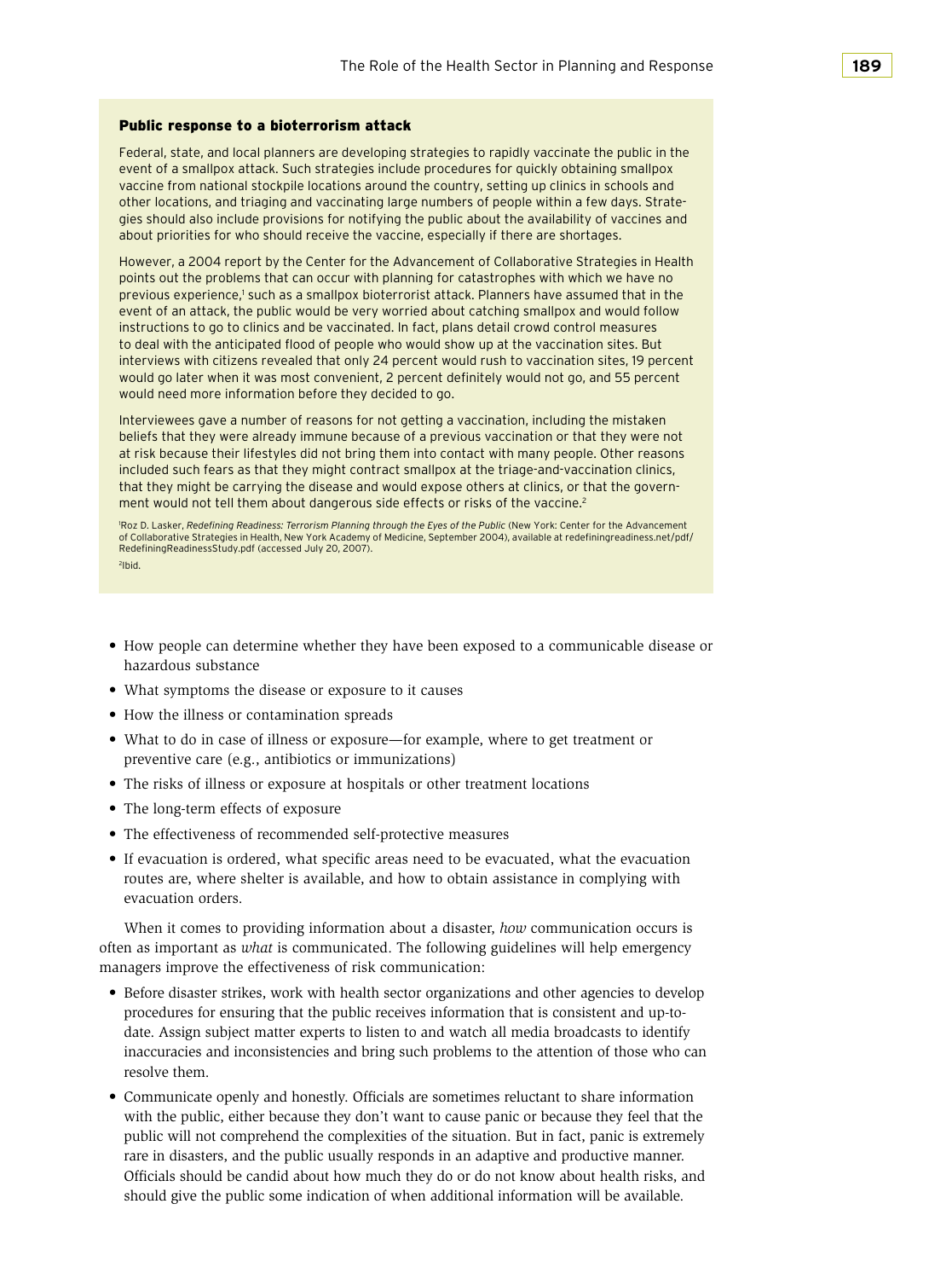### Public response to a bioterrorism attack

Federal, state, and local planners are developing strategies to rapidly vaccinate the public in the event of a smallpox attack. Such strategies include procedures for quickly obtaining smallpox vaccine from national stockpile locations around the country, setting up clinics in schools and other locations, and triaging and vaccinating large numbers of people within a few days. Strategies should also include provisions for notifying the public about the availability of vaccines and about priorities for who should receive the vaccine, especially if there are shortages.

However, a 2004 report by the Center for the Advancement of Collaborative Strategies in Health points out the problems that can occur with planning for catastrophes with which we have no previous experience,[1] such as a smallpox bioterrorist attack. Planners have assumed that in the event of an attack, the public would be very worried about catching smallpox and would follow instructions to go to clinics and be vaccinated. In fact, plans detail crowd control measures to deal with the anticipated flood of people who would show up at the vaccination sites. But interviews with citizens revealed that only 24 percent would rush to vaccination sites, 19 percent would go later when it was most convenient, 2 percent definitely would not go, and 55 percent would need more information before they decided to go.

Interviewees gave a number of reasons for not getting a vaccination, including the mistaken beliefs that they were already immune because of a previous vaccination or that they were not at risk because their lifestyles did not bring them into contact with many people. Other reasons included such fears as that they might contract smallpox at the triage-and-vaccination clinics, that they might be carrying the disease and would expose others at clinics, or that the government would not tell them about dangerous side effects or risks of the vaccine.[2]

[1] Roz D. Lasker, *Redefining Readiness: Terrorism Planning through the Eyes of the Public* (New York: Center for the Advancement of Collaborative Strategies in Health, New York Academy of Medicine, September 2004), available at redefiningreadiness.net/pdf/RedefiningReadinessStudy.pdf (accessed July 20, 2007).

[2] Ibid.

- How people can determine whether they have been exposed to a communicable disease or hazardous substance
- What symptoms the disease or exposure to it causes
- How the illness or contamination spreads
- What to do in case of illness or exposure—for example, where to get treatment or preventive care (e.g., antibiotics or immunizations)
- The risks of illness or exposure at hospitals or other treatment locations
- The long-term effects of exposure
- The effectiveness of recommended self-protective measures
- If evacuation is ordered, what specific areas need to be evacuated, what the evacuation routes are, where shelter is available, and how to obtain assistance in complying with evacuation orders.

When it comes to providing information about a disaster, *how* communication occurs is often as important as *what* is communicated. The following guidelines will help emergency managers improve the effectiveness of risk communication:

- Before disaster strikes, work with health sector organizations and other agencies to develop procedures for ensuring that the public receives information that is consistent and up-to-date. Assign subject matter experts to listen to and watch all media broadcasts to identify inaccuracies and inconsistencies and bring such problems to the attention of those who can resolve them.
- Communicate openly and honestly. Officials are sometimes reluctant to share information with the public, either because they don't want to cause panic or because they feel that the public will not comprehend the complexities of the situation. But in fact, panic is extremely rare in disasters, and the public usually responds in an adaptive and productive manner. Officials should be candid about how much they do or do not know about health risks, and should give the public some indication of when additional information will be available.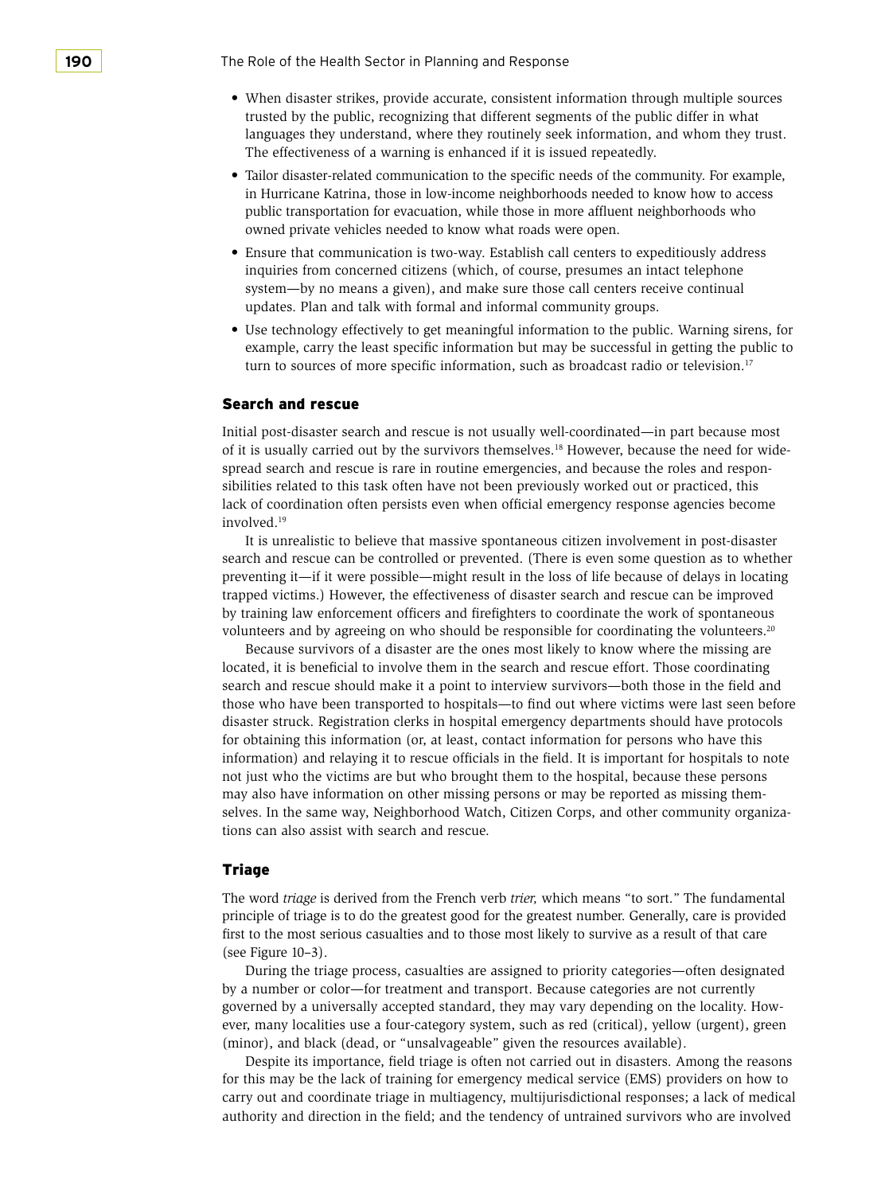- When disaster strikes, provide accurate, consistent information through multiple sources trusted by the public, recognizing that different segments of the public differ in what languages they understand, where they routinely seek information, and whom they trust. The effectiveness of a warning is enhanced if it is issued repeatedly.
- Tailor disaster-related communication to the specific needs of the community. For example, in Hurricane Katrina, those in low-income neighborhoods needed to know how to access public transportation for evacuation, while those in more affluent neighborhoods who owned private vehicles needed to know what roads were open.
- Ensure that communication is two-way. Establish call centers to expeditiously address inquiries from concerned citizens (which, of course, presumes an intact telephone system—by no means a given), and make sure those call centers receive continual updates. Plan and talk with formal and informal community groups.
- Use technology effectively to get meaningful information to the public. Warning sirens, for example, carry the least specific information but may be successful in getting the public to turn to sources of more specific information, such as broadcast radio or television.[17]

### Search and rescue

Initial post-disaster search and rescue is not usually well-coordinated—in part because most of it is usually carried out by the survivors themselves.[18] However, because the need for widespread search and rescue is rare in routine emergencies, and because the roles and responsibilities related to this task often have not been previously worked out or practiced, this lack of coordination often persists even when official emergency response agencies become involved.[19]

It is unrealistic to believe that massive spontaneous citizen involvement in post-disaster search and rescue can be controlled or prevented. (There is even some question as to whether preventing it—if it were possible—might result in the loss of life because of delays in locating trapped victims.) However, the effectiveness of disaster search and rescue can be improved by training law enforcement officers and firefighters to coordinate the work of spontaneous volunteers and by agreeing on who should be responsible for coordinating the volunteers.[20]

Because survivors of a disaster are the ones most likely to know where the missing are located, it is beneficial to involve them in the search and rescue effort. Those coordinating search and rescue should make it a point to interview survivors—both those in the field and those who have been transported to hospitals—to find out where victims were last seen before disaster struck. Registration clerks in hospital emergency departments should have protocols for obtaining this information (or, at least, contact information for persons who have this information) and relaying it to rescue officials in the field. It is important for hospitals to note not just who the victims are but who brought them to the hospital, because these persons may also have information on other missing persons or may be reported as missing themselves. In the same way, Neighborhood Watch, Citizen Corps, and other community organizations can also assist with search and rescue.

### Triage

The word *triage* is derived from the French verb *trier,* which means "to sort." The fundamental principle of triage is to do the greatest good for the greatest number. Generally, care is provided first to the most serious casualties and to those most likely to survive as a result of that care (see Figure 10–3).

During the triage process, casualties are assigned to priority categories—often designated by a number or color—for treatment and transport. Because categories are not currently governed by a universally accepted standard, they may vary depending on the locality. However, many localities use a four-category system, such as red (critical), yellow (urgent), green (minor), and black (dead, or "unsalvageable" given the resources available).

Despite its importance, field triage is often not carried out in disasters. Among the reasons for this may be the lack of training for emergency medical service (EMS) providers on how to carry out and coordinate triage in multiagency, multijurisdictional responses; a lack of medical authority and direction in the field; and the tendency of untrained survivors who are involved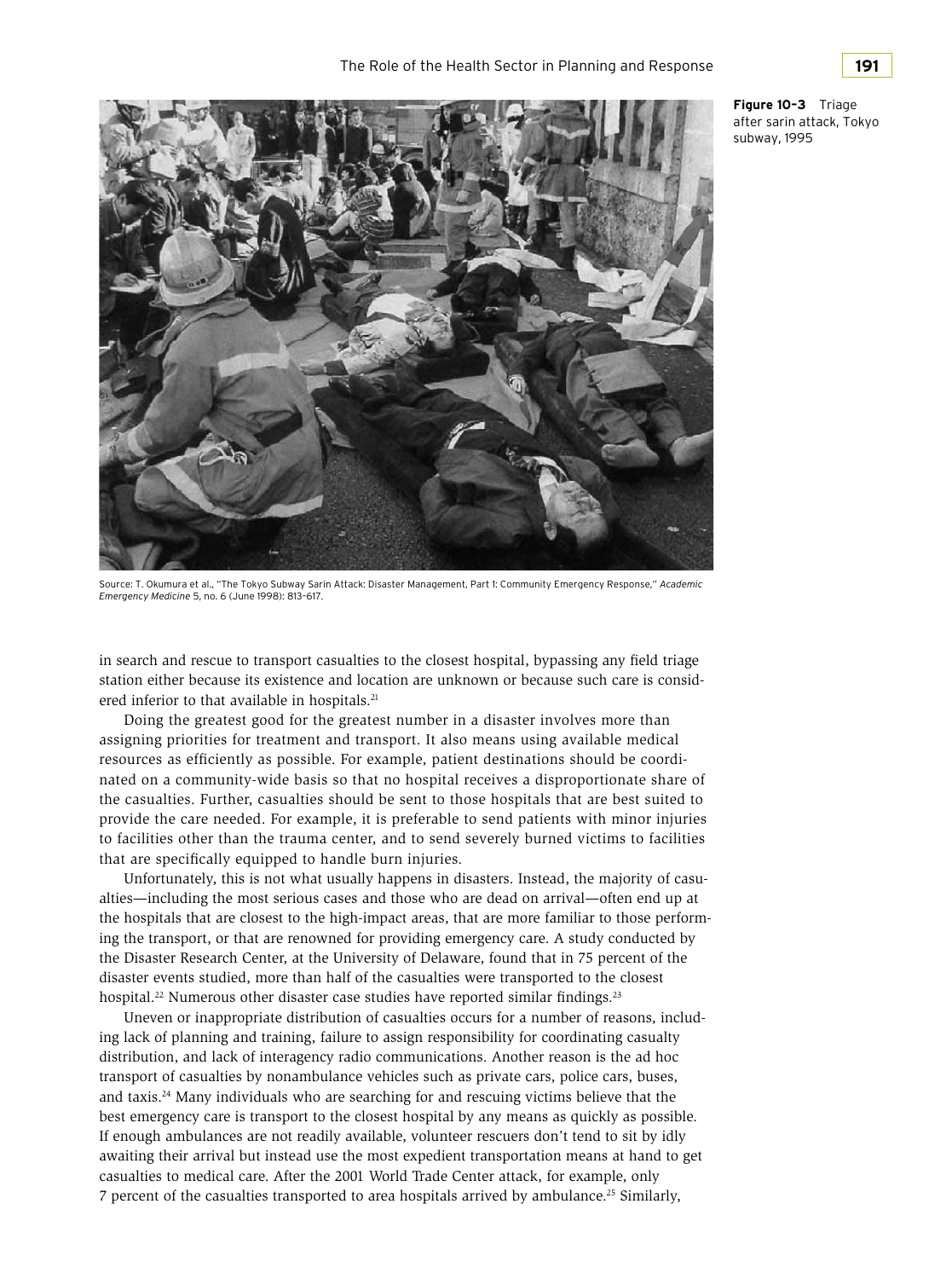**Figure 10-3** Triage after sarin attack, Tokyo subway, 1995

Source: T. Okumura et al., "The Tokyo Subway Sarin Attack: Disaster Management, Part 1: Community Emergency Response," *Academic Emergency Medicine* 5, no. 6 (June 1998): 813–617.

in search and rescue to transport casualties to the closest hospital, bypassing any field triage station either because its existence and location are unknown or because such care is considered inferior to that available in hospitals.[21]

Doing the greatest good for the greatest number in a disaster involves more than assigning priorities for treatment and transport. It also means using available medical resources as efficiently as possible. For example, patient destinations should be coordinated on a community-wide basis so that no hospital receives a disproportionate share of the casualties. Further, casualties should be sent to those hospitals that are best suited to provide the care needed. For example, it is preferable to send patients with minor injuries to facilities other than the trauma center, and to send severely burned victims to facilities that are specifically equipped to handle burn injuries.

Unfortunately, this is not what usually happens in disasters. Instead, the majority of casualties—including the most serious cases and those who are dead on arrival—often end up at the hospitals that are closest to the high-impact areas, that are more familiar to those performing the transport, or that are renowned for providing emergency care. A study conducted by the Disaster Research Center, at the University of Delaware, found that in 75 percent of the disaster events studied, more than half of the casualties were transported to the closest hospital.[22] Numerous other disaster case studies have reported similar findings.[23]

Uneven or inappropriate distribution of casualties occurs for a number of reasons, including lack of planning and training, failure to assign responsibility for coordinating casualty distribution, and lack of interagency radio communications. Another reason is the ad hoc transport of casualties by nonambulance vehicles such as private cars, police cars, buses, and taxis.[24] Many individuals who are searching for and rescuing victims believe that the best emergency care is transport to the closest hospital by any means as quickly as possible. If enough ambulances are not readily available, volunteer rescuers don't tend to sit by idly awaiting their arrival but instead use the most expedient transportation means at hand to get casualties to medical care. After the 2001 World Trade Center attack, for example, only 7 percent of the casualties transported to area hospitals arrived by ambulance.[25] Similarly,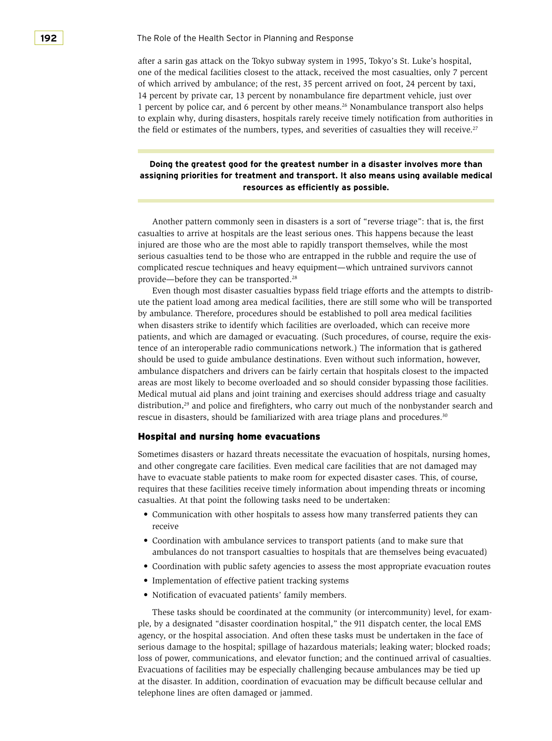after a sarin gas attack on the Tokyo subway system in 1995, Tokyo's St. Luke's hospital, one of the medical facilities closest to the attack, received the most casualties, only 7 percent of which arrived by ambulance; of the rest, 35 percent arrived on foot, 24 percent by taxi, 14 percent by private car, 13 percent by nonambulance fire department vehicle, just over 1 percent by police car, and 6 percent by other means.[26] Nonambulance transport also helps to explain why, during disasters, hospitals rarely receive timely notification from authorities in the field or estimates of the numbers, types, and severities of casualties they will receive.[27]

**Doing the greatest good for the greatest number in a disaster involves more than assigning priorities for treatment and transport. It also means using available medical resources as efficiently as possible.**

Another pattern commonly seen in disasters is a sort of "reverse triage": that is, the first casualties to arrive at hospitals are the least serious ones. This happens because the least injured are those who are the most able to rapidly transport themselves, while the most serious casualties tend to be those who are entrapped in the rubble and require the use of complicated rescue techniques and heavy equipment—which untrained survivors cannot provide—before they can be transported.[28]

Even though most disaster casualties bypass field triage efforts and the attempts to distribute the patient load among area medical facilities, there are still some who will be transported by ambulance. Therefore, procedures should be established to poll area medical facilities when disasters strike to identify which facilities are overloaded, which can receive more patients, and which are damaged or evacuating. (Such procedures, of course, require the existence of an interoperable radio communications network.) The information that is gathered should be used to guide ambulance destinations. Even without such information, however, ambulance dispatchers and drivers can be fairly certain that hospitals closest to the impacted areas are most likely to become overloaded and so should consider bypassing those facilities. Medical mutual aid plans and joint training and exercises should address triage and casualty distribution,[29] and police and firefighters, who carry out much of the nonbystander search and rescue in disasters, should be familiarized with area triage plans and procedures.[30]

### Hospital and nursing home evacuations

Sometimes disasters or hazard threats necessitate the evacuation of hospitals, nursing homes, and other congregate care facilities. Even medical care facilities that are not damaged may have to evacuate stable patients to make room for expected disaster cases. This, of course, requires that these facilities receive timely information about impending threats or incoming casualties. At that point the following tasks need to be undertaken:

- Communication with other hospitals to assess how many transferred patients they can receive
- Coordination with ambulance services to transport patients (and to make sure that ambulances do not transport casualties to hospitals that are themselves being evacuated)
- Coordination with public safety agencies to assess the most appropriate evacuation routes
- Implementation of effective patient tracking systems
- Notification of evacuated patients' family members.

These tasks should be coordinated at the community (or intercommunity) level, for example, by a designated "disaster coordination hospital," the 911 dispatch center, the local EMS agency, or the hospital association. And often these tasks must be undertaken in the face of serious damage to the hospital; spillage of hazardous materials; leaking water; blocked roads; loss of power, communications, and elevator function; and the continued arrival of casualties. Evacuations of facilities may be especially challenging because ambulances may be tied up at the disaster. In addition, coordination of evacuation may be difficult because cellular and telephone lines are often damaged or jammed.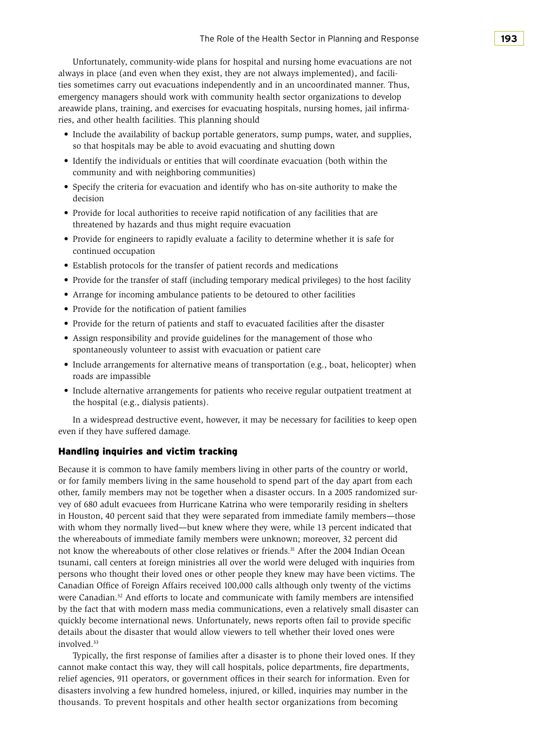Unfortunately, community-wide plans for hospital and nursing home evacuations are not always in place (and even when they exist, they are not always implemented), and facilities sometimes carry out evacuations independently and in an uncoordinated manner. Thus, emergency managers should work with community health sector organizations to develop areawide plans, training, and exercises for evacuating hospitals, nursing homes, jail infirmaries, and other health facilities. This planning should

- Include the availability of backup portable generators, sump pumps, water, and supplies, so that hospitals may be able to avoid evacuating and shutting down
- Identify the individuals or entities that will coordinate evacuation (both within the community and with neighboring communities)
- Specify the criteria for evacuation and identify who has on-site authority to make the decision
- Provide for local authorities to receive rapid notification of any facilities that are threatened by hazards and thus might require evacuation
- Provide for engineers to rapidly evaluate a facility to determine whether it is safe for continued occupation
- Establish protocols for the transfer of patient records and medications
- Provide for the transfer of staff (including temporary medical privileges) to the host facility
- Arrange for incoming ambulance patients to be detoured to other facilities
- Provide for the notification of patient families
- Provide for the return of patients and staff to evacuated facilities after the disaster
- Assign responsibility and provide guidelines for the management of those who spontaneously volunteer to assist with evacuation or patient care
- Include arrangements for alternative means of transportation (e.g., boat, helicopter) when roads are impassible
- Include alternative arrangements for patients who receive regular outpatient treatment at the hospital (e.g., dialysis patients).

In a widespread destructive event, however, it may be necessary for facilities to keep open even if they have suffered damage.

### Handling inquiries and victim tracking

Because it is common to have family members living in other parts of the country or world, or for family members living in the same household to spend part of the day apart from each other, family members may not be together when a disaster occurs. In a 2005 randomized survey of 680 adult evacuees from Hurricane Katrina who were temporarily residing in shelters in Houston, 40 percent said that they were separated from immediate family members—those with whom they normally lived—but knew where they were, while 13 percent indicated that the whereabouts of immediate family members were unknown; moreover, 32 percent did not know the whereabouts of other close relatives or friends.[31] After the 2004 Indian Ocean tsunami, call centers at foreign ministries all over the world were deluged with inquiries from persons who thought their loved ones or other people they knew may have been victims. The Canadian Office of Foreign Affairs received 100,000 calls although only twenty of the victims were Canadian.[32] And efforts to locate and communicate with family members are intensified by the fact that with modern mass media communications, even a relatively small disaster can quickly become international news. Unfortunately, news reports often fail to provide specific details about the disaster that would allow viewers to tell whether their loved ones were involved.[33]

Typically, the first response of families after a disaster is to phone their loved ones. If they cannot make contact this way, they will call hospitals, police departments, fire departments, relief agencies, 911 operators, or government offices in their search for information. Even for disasters involving a few hundred homeless, injured, or killed, inquiries may number in the thousands. To prevent hospitals and other health sector organizations from becoming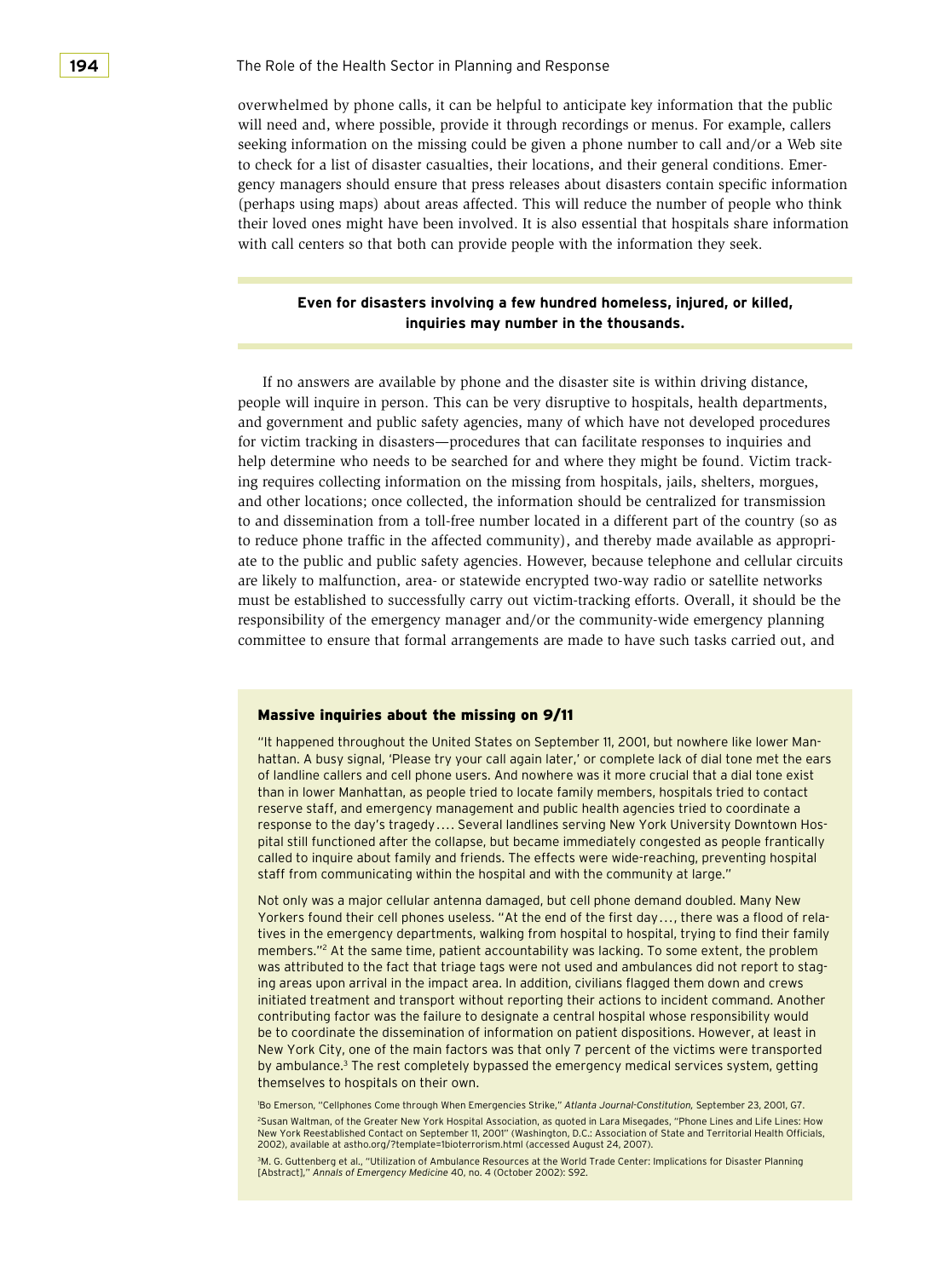overwhelmed by phone calls, it can be helpful to anticipate key information that the public will need and, where possible, provide it through recordings or menus. For example, callers seeking information on the missing could be given a phone number to call and/or a Web site to check for a list of disaster casualties, their locations, and their general conditions. Emergency managers should ensure that press releases about disasters contain specific information (perhaps using maps) about areas affected. This will reduce the number of people who think their loved ones might have been involved. It is also essential that hospitals share information with call centers so that both can provide people with the information they seek.

**Even for disasters involving a few hundred homeless, injured, or killed, inquiries may number in the thousands.**

If no answers are available by phone and the disaster site is within driving distance, people will inquire in person. This can be very disruptive to hospitals, health departments, and government and public safety agencies, many of which have not developed procedures for victim tracking in disasters—procedures that can facilitate responses to inquiries and help determine who needs to be searched for and where they might be found. Victim tracking requires collecting information on the missing from hospitals, jails, shelters, morgues, and other locations; once collected, the information should be centralized for transmission to and dissemination from a toll-free number located in a different part of the country (so as to reduce phone traffic in the affected community), and thereby made available as appropriate to the public and public safety agencies. However, because telephone and cellular circuits are likely to malfunction, area- or statewide encrypted two-way radio or satellite networks must be established to successfully carry out victim-tracking efforts. Overall, it should be the responsibility of the emergency manager and/or the community-wide emergency planning committee to ensure that formal arrangements are made to have such tasks carried out, and

### Massive inquiries about the missing on 9/11

"It happened throughout the United States on September 11, 2001, but nowhere like lower Manhattan. A busy signal, 'Please try your call again later,' or complete lack of dial tone met the ears of landline callers and cell phone users. And nowhere was it more crucial that a dial tone exist than in lower Manhattan, as people tried to locate family members, hospitals tried to contact reserve staff, and emergency management and public health agencies tried to coordinate a response to the day's tragedy.... Several landlines serving New York University Downtown Hospital still functioned after the collapse, but became immediately congested as people frantically called to inquire about family and friends. The effects were wide-reaching, preventing hospital staff from communicating within the hospital and with the community at large."

Not only was a major cellular antenna damaged, but cell phone demand doubled. Many New Yorkers found their cell phones useless. "At the end of the first day..., there was a flood of relatives in the emergency departments, walking from hospital to hospital, trying to find their family members."[2] At the same time, patient accountability was lacking. To some extent, the problem was attributed to the fact that triage tags were not used and ambulances did not report to staging areas upon arrival in the impact area. In addition, civilians flagged them down and crews initiated treatment and transport without reporting their actions to incident command. Another contributing factor was the failure to designate a central hospital whose responsibility would be to coordinate the dissemination of information on patient dispositions. However, at least in New York City, one of the main factors was that only 7 percent of the victims were transported by ambulance.[3] The rest completely bypassed the emergency medical services system, getting themselves to hospitals on their own.

[1]Bo Emerson, "Cellphones Come through When Emergencies Strike," *Atlanta Journal-Constitution,* September 23, 2001, G7.

[2]Susan Waltman, of the Greater New York Hospital Association, as quoted in Lara Misegades, "Phone Lines and Life Lines: How New York Reestablished Contact on September 11, 2001" (Washington, D.C.: Association of State and Territorial Health Officials, 2002), available at astho.org/?template=1bioterrorism.html (accessed August 24, 2007).

[3]M. G. Guttenberg et al., "Utilization of Ambulance Resources at the World Trade Center: Implications for Disaster Planning [Abstract]," *Annals of Emergency Medicine* 40, no. 4 (October 2002): S92.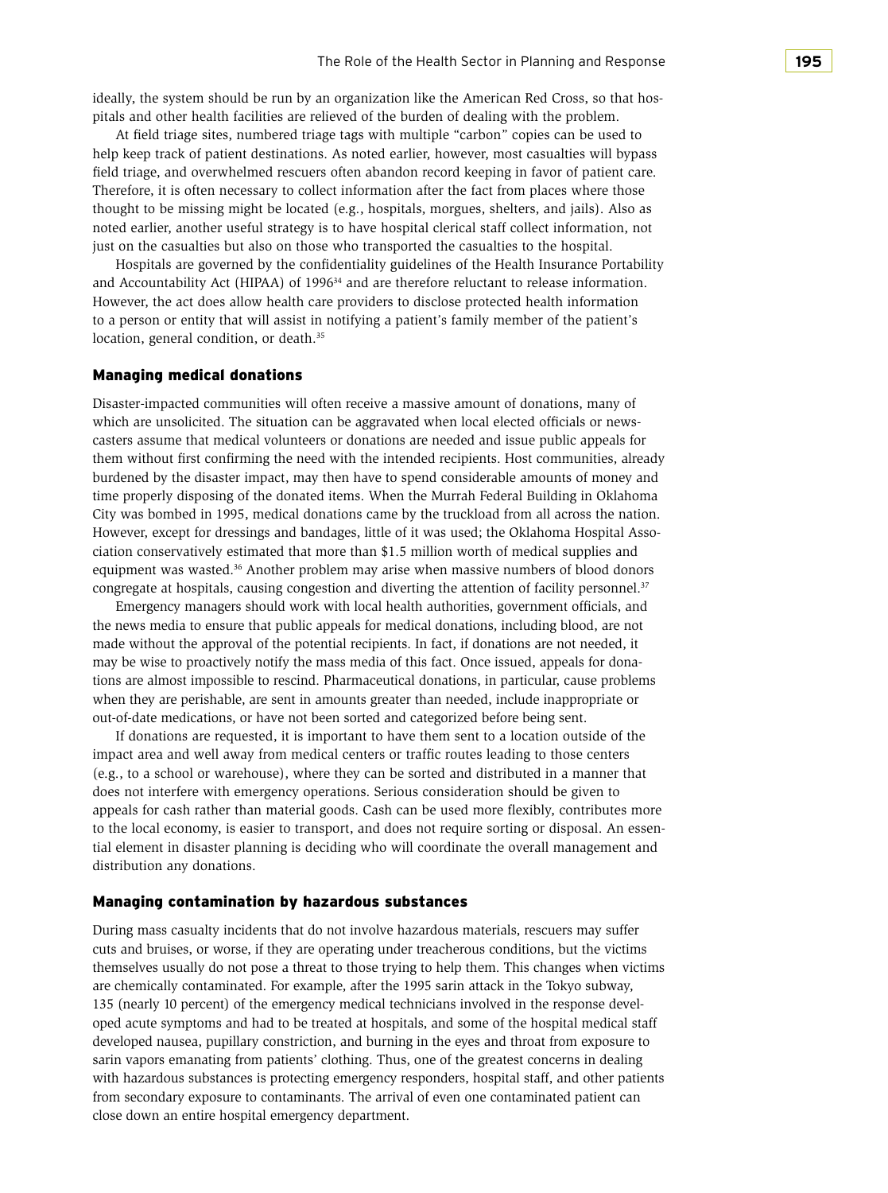ideally, the system should be run by an organization like the American Red Cross, so that hospitals and other health facilities are relieved of the burden of dealing with the problem.

At field triage sites, numbered triage tags with multiple "carbon" copies can be used to help keep track of patient destinations. As noted earlier, however, most casualties will bypass field triage, and overwhelmed rescuers often abandon record keeping in favor of patient care. Therefore, it is often necessary to collect information after the fact from places where those thought to be missing might be located (e.g., hospitals, morgues, shelters, and jails). Also as noted earlier, another useful strategy is to have hospital clerical staff collect information, not just on the casualties but also on those who transported the casualties to the hospital.

Hospitals are governed by the confidentiality guidelines of the Health Insurance Portability and Accountability Act (HIPAA) of 1996[34] and are therefore reluctant to release information. However, the act does allow health care providers to disclose protected health information to a person or entity that will assist in notifying a patient's family member of the patient's location, general condition, or death.[35]

### Managing medical donations

Disaster-impacted communities will often receive a massive amount of donations, many of which are unsolicited. The situation can be aggravated when local elected officials or newscasters assume that medical volunteers or donations are needed and issue public appeals for them without first confirming the need with the intended recipients. Host communities, already burdened by the disaster impact, may then have to spend considerable amounts of money and time properly disposing of the donated items. When the Murrah Federal Building in Oklahoma City was bombed in 1995, medical donations came by the truckload from all across the nation. However, except for dressings and bandages, little of it was used; the Oklahoma Hospital Association conservatively estimated that more than $1.5 million worth of medical supplies and equipment was wasted.[36] Another problem may arise when massive numbers of blood donors congregate at hospitals, causing congestion and diverting the attention of facility personnel.[37]

Emergency managers should work with local health authorities, government officials, and the news media to ensure that public appeals for medical donations, including blood, are not made without the approval of the potential recipients. In fact, if donations are not needed, it may be wise to proactively notify the mass media of this fact. Once issued, appeals for donations are almost impossible to rescind. Pharmaceutical donations, in particular, cause problems when they are perishable, are sent in amounts greater than needed, include inappropriate or out-of-date medications, or have not been sorted and categorized before being sent.

If donations are requested, it is important to have them sent to a location outside of the impact area and well away from medical centers or traffic routes leading to those centers (e.g., to a school or warehouse), where they can be sorted and distributed in a manner that does not interfere with emergency operations. Serious consideration should be given to appeals for cash rather than material goods. Cash can be used more flexibly, contributes more to the local economy, is easier to transport, and does not require sorting or disposal. An essential element in disaster planning is deciding who will coordinate the overall management and distribution any donations.

### Managing contamination by hazardous substances

During mass casualty incidents that do not involve hazardous materials, rescuers may suffer cuts and bruises, or worse, if they are operating under treacherous conditions, but the victims themselves usually do not pose a threat to those trying to help them. This changes when victims are chemically contaminated. For example, after the 1995 sarin attack in the Tokyo subway, 135 (nearly 10 percent) of the emergency medical technicians involved in the response developed acute symptoms and had to be treated at hospitals, and some of the hospital medical staff developed nausea, pupillary constriction, and burning in the eyes and throat from exposure to sarin vapors emanating from patients' clothing. Thus, one of the greatest concerns in dealing with hazardous substances is protecting emergency responders, hospital staff, and other patients from secondary exposure to contaminants. The arrival of even one contaminated patient can close down an entire hospital emergency department.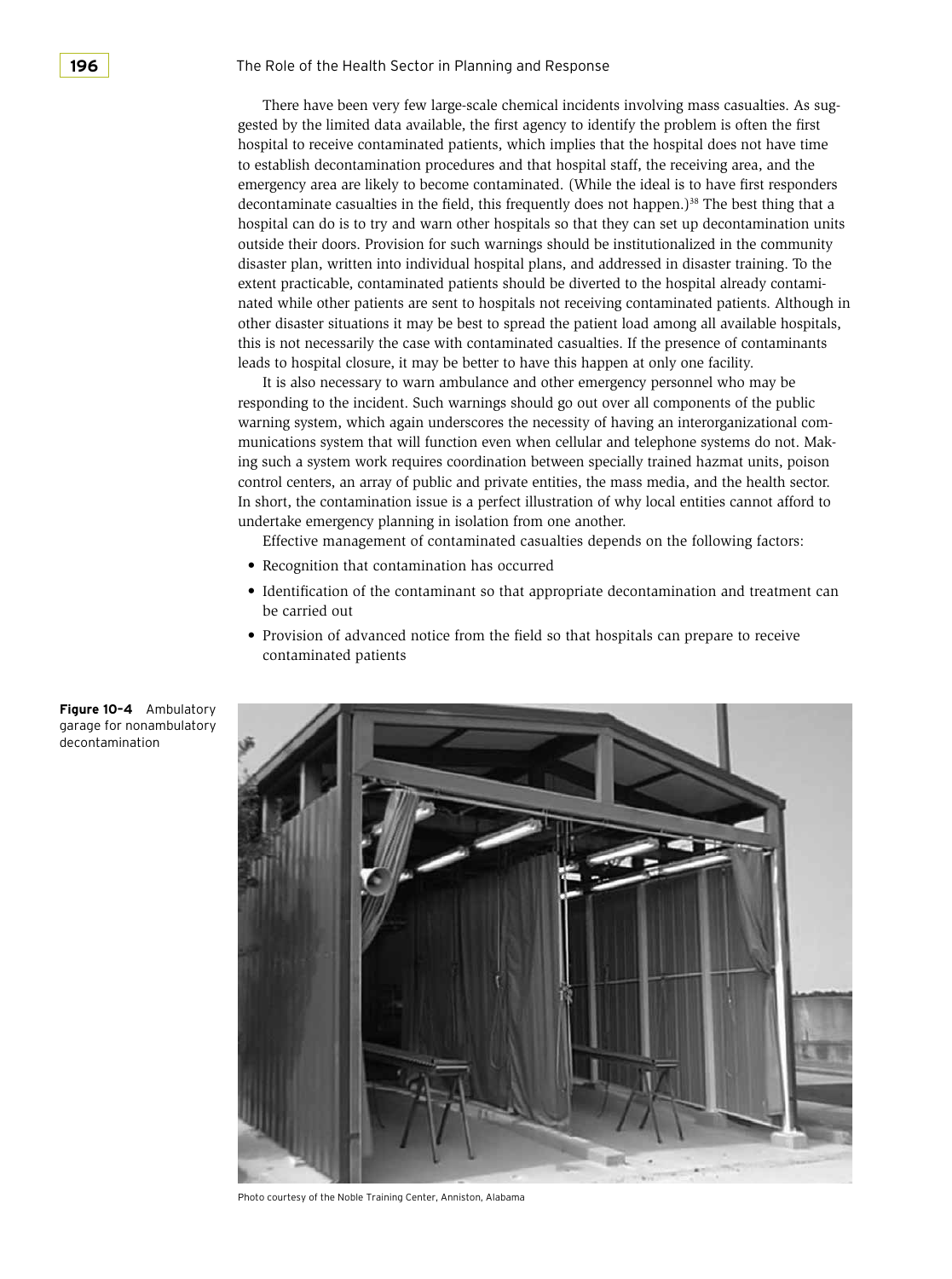There have been very few large-scale chemical incidents involving mass casualties. As suggested by the limited data available, the first agency to identify the problem is often the first hospital to receive contaminated patients, which implies that the hospital does not have time to establish decontamination procedures and that hospital staff, the receiving area, and the emergency area are likely to become contaminated. (While the ideal is to have first responders decontaminate casualties in the field, this frequently does not happen.)[38] The best thing that a hospital can do is to try and warn other hospitals so that they can set up decontamination units outside their doors. Provision for such warnings should be institutionalized in the community disaster plan, written into individual hospital plans, and addressed in disaster training. To the extent practicable, contaminated patients should be diverted to the hospital already contaminated while other patients are sent to hospitals not receiving contaminated patients. Although in other disaster situations it may be best to spread the patient load among all available hospitals, this is not necessarily the case with contaminated casualties. If the presence of contaminants leads to hospital closure, it may be better to have this happen at only one facility.

It is also necessary to warn ambulance and other emergency personnel who may be responding to the incident. Such warnings should go out over all components of the public warning system, which again underscores the necessity of having an interorganizational communications system that will function even when cellular and telephone systems do not. Making such a system work requires coordination between specially trained hazmat units, poison control centers, an array of public and private entities, the mass media, and the health sector. In short, the contamination issue is a perfect illustration of why local entities cannot afford to undertake emergency planning in isolation from one another.

Effective management of contaminated casualties depends on the following factors:

- Recognition that contamination has occurred
- Identification of the contaminant so that appropriate decontamination and treatment can be carried out
- Provision of advanced notice from the field so that hospitals can prepare to receive contaminated patients

**Figure 10–4** Ambulatory garage for nonambulatory decontamination

Photo courtesy of the Noble Training Center, Anniston, Alabama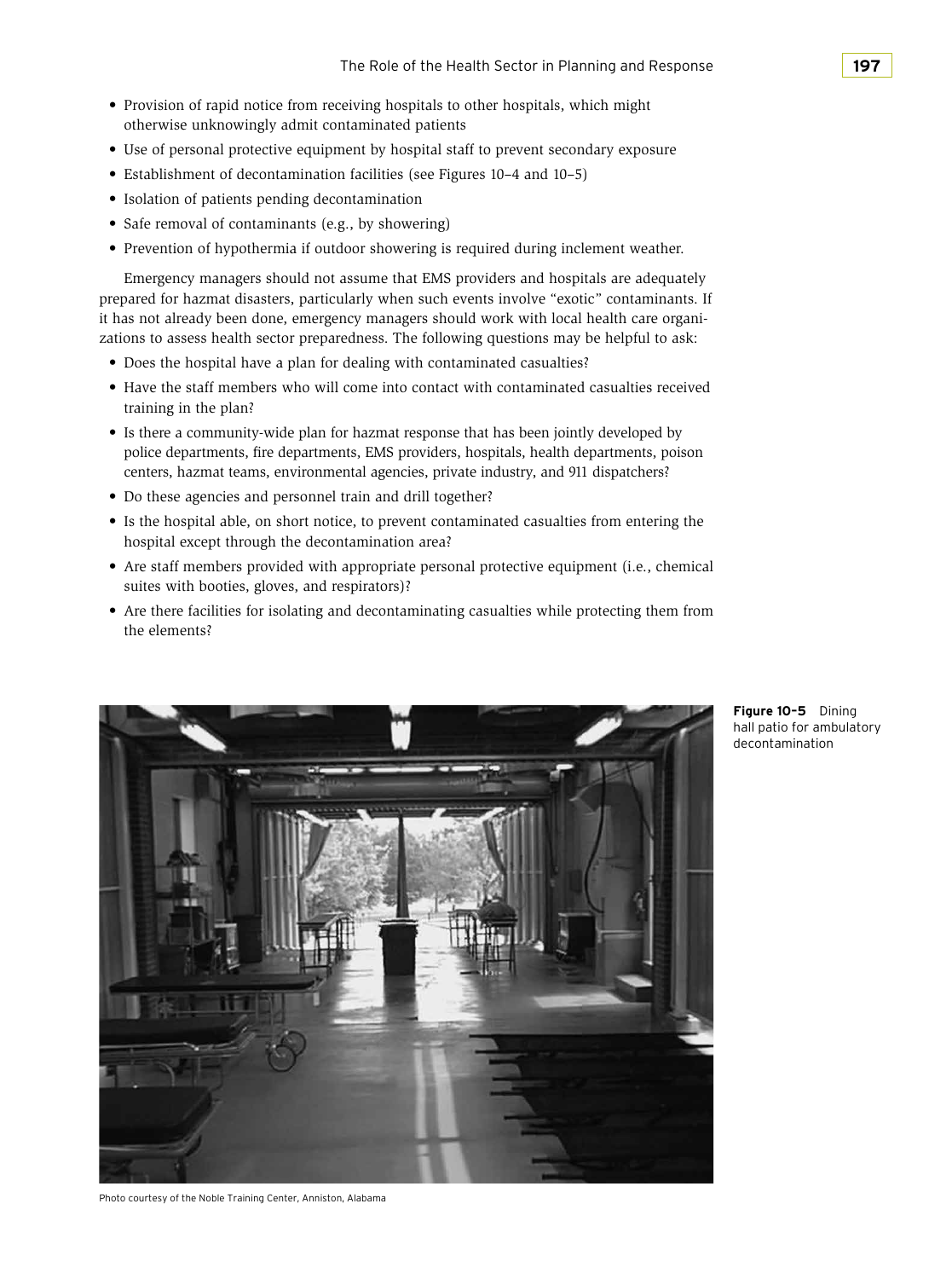- Provision of rapid notice from receiving hospitals to other hospitals, which might otherwise unknowingly admit contaminated patients
- Use of personal protective equipment by hospital staff to prevent secondary exposure
- Establishment of decontamination facilities (see Figures 10–4 and 10–5)
- Isolation of patients pending decontamination
- Safe removal of contaminants (e.g., by showering)
- Prevention of hypothermia if outdoor showering is required during inclement weather.

Emergency managers should not assume that EMS providers and hospitals are adequately prepared for hazmat disasters, particularly when such events involve "exotic" contaminants. If it has not already been done, emergency managers should work with local health care organizations to assess health sector preparedness. The following questions may be helpful to ask:

- Does the hospital have a plan for dealing with contaminated casualties?
- Have the staff members who will come into contact with contaminated casualties received training in the plan?
- Is there a community-wide plan for hazmat response that has been jointly developed by police departments, fire departments, EMS providers, hospitals, health departments, poison centers, hazmat teams, environmental agencies, private industry, and 911 dispatchers?
- Do these agencies and personnel train and drill together?
- Is the hospital able, on short notice, to prevent contaminated casualties from entering the hospital except through the decontamination area?
- Are staff members provided with appropriate personal protective equipment (i.e., chemical suites with booties, gloves, and respirators)?
- Are there facilities for isolating and decontaminating casualties while protecting them from the elements?

**Figure 10–5** Dining hall patio for ambulatory decontamination

Photo courtesy of the Noble Training Center, Anniston, Alabama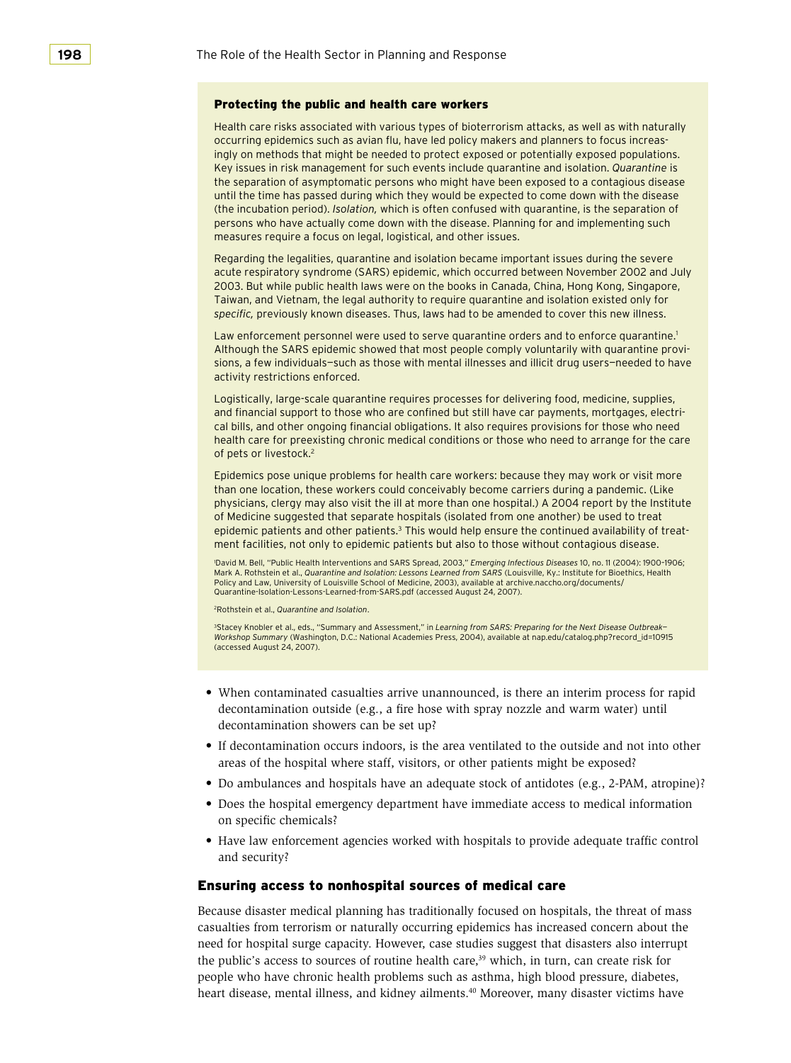### Protecting the public and health care workers

Health care risks associated with various types of bioterrorism attacks, as well as with naturally occurring epidemics such as avian flu, have led policy makers and planners to focus increasingly on methods that might be needed to protect exposed or potentially exposed populations. Key issues in risk management for such events include quarantine and isolation. *Quarantine* is the separation of asymptomatic persons who might have been exposed to a contagious disease until the time has passed during which they would be expected to come down with the disease (the incubation period). *Isolation,* which is often confused with quarantine, is the separation of persons who have actually come down with the disease. Planning for and implementing such measures require a focus on legal, logistical, and other issues.

Regarding the legalities, quarantine and isolation became important issues during the severe acute respiratory syndrome (SARS) epidemic, which occurred between November 2002 and July 2003. But while public health laws were on the books in Canada, China, Hong Kong, Singapore, Taiwan, and Vietnam, the legal authority to require quarantine and isolation existed only for *specific,* previously known diseases. Thus, laws had to be amended to cover this new illness.

Law enforcement personnel were used to serve quarantine orders and to enforce quarantine.[1] Although the SARS epidemic showed that most people comply voluntarily with quarantine provisions, a few individuals—such as those with mental illnesses and illicit drug users—needed to have activity restrictions enforced.

Logistically, large-scale quarantine requires processes for delivering food, medicine, supplies, and financial support to those who are confined but still have car payments, mortgages, electrical bills, and other ongoing financial obligations. It also requires provisions for those who need health care for preexisting chronic medical conditions or those who need to arrange for the care of pets or livestock.[2]

Epidemics pose unique problems for health care workers: because they may work or visit more than one location, these workers could conceivably become carriers during a pandemic. (Like physicians, clergy may also visit the ill at more than one hospital.) A 2004 report by the Institute of Medicine suggested that separate hospitals (isolated from one another) be used to treat epidemic patients and other patients.[3] This would help ensure the continued availability of treatment facilities, not only to epidemic patients but also to those without contagious disease.

[1]David M. Bell, "Public Health Interventions and SARS Spread, 2003," *Emerging Infectious Diseases* 10, no. 11 (2004): 1900–1906; Mark A. Rothstein et al., *Quarantine and Isolation: Lessons Learned from SARS* (Louisville, Ky.: Institute for Bioethics, Health Policy and Law, University of Louisville School of Medicine, 2003), available at archive.naccho.org/documents/Quarantine-Isolation-Lessons-Learned-from-SARS.pdf (accessed August 24, 2007).

[2]Rothstein et al., *Quarantine and Isolation*.

[3]Stacey Knobler et al., eds., "Summary and Assessment," in *Learning from SARS: Preparing for the Next Disease Outbreak—Workshop Summary* (Washington, D.C.: National Academies Press, 2004), available at nap.edu/catalog.php?record_id=10915 (accessed August 24, 2007).

- When contaminated casualties arrive unannounced, is there an interim process for rapid decontamination outside (e.g., a fire hose with spray nozzle and warm water) until decontamination showers can be set up?
- If decontamination occurs indoors, is the area ventilated to the outside and not into other areas of the hospital where staff, visitors, or other patients might be exposed?
- Do ambulances and hospitals have an adequate stock of antidotes (e.g., 2-PAM, atropine)?
- Does the hospital emergency department have immediate access to medical information on specific chemicals?
- Have law enforcement agencies worked with hospitals to provide adequate traffic control and security?

### Ensuring access to nonhospital sources of medical care

Because disaster medical planning has traditionally focused on hospitals, the threat of mass casualties from terrorism or naturally occurring epidemics has increased concern about the need for hospital surge capacity. However, case studies suggest that disasters also interrupt the public's access to sources of routine health care,[39] which, in turn, can create risk for people who have chronic health problems such as asthma, high blood pressure, diabetes, heart disease, mental illness, and kidney ailments.[40] Moreover, many disaster victims have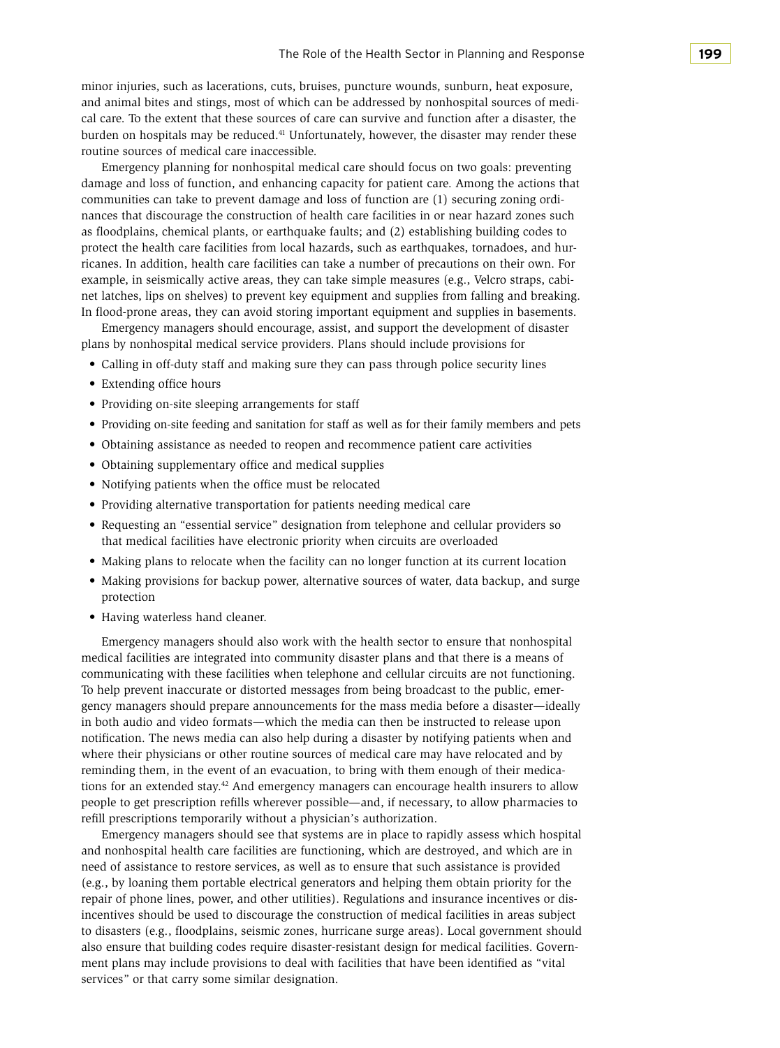minor injuries, such as lacerations, cuts, bruises, puncture wounds, sunburn, heat exposure, and animal bites and stings, most of which can be addressed by nonhospital sources of medical care. To the extent that these sources of care can survive and function after a disaster, the burden on hospitals may be reduced.[41] Unfortunately, however, the disaster may render these routine sources of medical care inaccessible.

Emergency planning for nonhospital medical care should focus on two goals: preventing damage and loss of function, and enhancing capacity for patient care. Among the actions that communities can take to prevent damage and loss of function are (1) securing zoning ordinances that discourage the construction of health care facilities in or near hazard zones such as floodplains, chemical plants, or earthquake faults; and (2) establishing building codes to protect the health care facilities from local hazards, such as earthquakes, tornadoes, and hurricanes. In addition, health care facilities can take a number of precautions on their own. For example, in seismically active areas, they can take simple measures (e.g., Velcro straps, cabinet latches, lips on shelves) to prevent key equipment and supplies from falling and breaking. In flood-prone areas, they can avoid storing important equipment and supplies in basements.

Emergency managers should encourage, assist, and support the development of disaster plans by nonhospital medical service providers. Plans should include provisions for

- Calling in off-duty staff and making sure they can pass through police security lines
- Extending office hours
- Providing on-site sleeping arrangements for staff
- Providing on-site feeding and sanitation for staff as well as for their family members and pets
- Obtaining assistance as needed to reopen and recommence patient care activities
- Obtaining supplementary office and medical supplies
- Notifying patients when the office must be relocated
- Providing alternative transportation for patients needing medical care
- Requesting an "essential service" designation from telephone and cellular providers so that medical facilities have electronic priority when circuits are overloaded
- Making plans to relocate when the facility can no longer function at its current location
- Making provisions for backup power, alternative sources of water, data backup, and surge protection
- Having waterless hand cleaner.

Emergency managers should also work with the health sector to ensure that nonhospital medical facilities are integrated into community disaster plans and that there is a means of communicating with these facilities when telephone and cellular circuits are not functioning. To help prevent inaccurate or distorted messages from being broadcast to the public, emergency managers should prepare announcements for the mass media before a disaster—ideally in both audio and video formats—which the media can then be instructed to release upon notification. The news media can also help during a disaster by notifying patients when and where their physicians or other routine sources of medical care may have relocated and by reminding them, in the event of an evacuation, to bring with them enough of their medications for an extended stay.[42] And emergency managers can encourage health insurers to allow people to get prescription refills wherever possible—and, if necessary, to allow pharmacies to refill prescriptions temporarily without a physician's authorization.

Emergency managers should see that systems are in place to rapidly assess which hospital and nonhospital health care facilities are functioning, which are destroyed, and which are in need of assistance to restore services, as well as to ensure that such assistance is provided (e.g., by loaning them portable electrical generators and helping them obtain priority for the repair of phone lines, power, and other utilities). Regulations and insurance incentives or disincentives should be used to discourage the construction of medical facilities in areas subject to disasters (e.g., floodplains, seismic zones, hurricane surge areas). Local government should also ensure that building codes require disaster-resistant design for medical facilities. Government plans may include provisions to deal with facilities that have been identified as "vital services" or that carry some similar designation.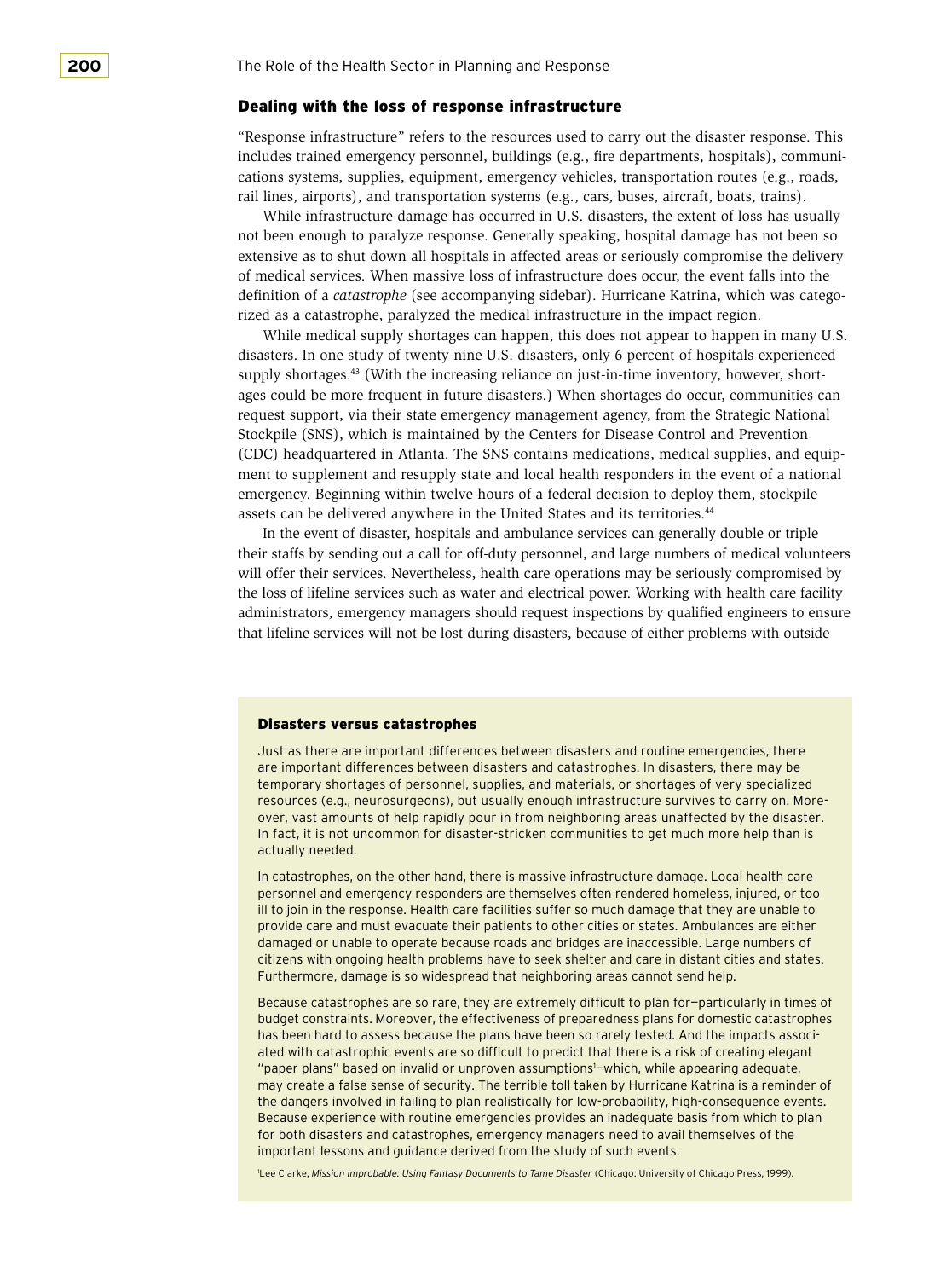## Dealing with the loss of response infrastructure

"Response infrastructure" refers to the resources used to carry out the disaster response. This includes trained emergency personnel, buildings (e.g., fire departments, hospitals), communications systems, supplies, equipment, emergency vehicles, transportation routes (e.g., roads, rail lines, airports), and transportation systems (e.g., cars, buses, aircraft, boats, trains).

While infrastructure damage has occurred in U.S. disasters, the extent of loss has usually not been enough to paralyze response. Generally speaking, hospital damage has not been so extensive as to shut down all hospitals in affected areas or seriously compromise the delivery of medical services. When massive loss of infrastructure does occur, the event falls into the definition of a *catastrophe* (see accompanying sidebar). Hurricane Katrina, which was categorized as a catastrophe, paralyzed the medical infrastructure in the impact region.

While medical supply shortages can happen, this does not appear to happen in many U.S. disasters. In one study of twenty-nine U.S. disasters, only 6 percent of hospitals experienced supply shortages.[43] (With the increasing reliance on just-in-time inventory, however, shortages could be more frequent in future disasters.) When shortages do occur, communities can request support, via their state emergency management agency, from the Strategic National Stockpile (SNS), which is maintained by the Centers for Disease Control and Prevention (CDC) headquartered in Atlanta. The SNS contains medications, medical supplies, and equipment to supplement and resupply state and local health responders in the event of a national emergency. Beginning within twelve hours of a federal decision to deploy them, stockpile assets can be delivered anywhere in the United States and its territories.[44]

In the event of disaster, hospitals and ambulance services can generally double or triple their staffs by sending out a call for off-duty personnel, and large numbers of medical volunteers will offer their services. Nevertheless, health care operations may be seriously compromised by the loss of lifeline services such as water and electrical power. Working with health care facility administrators, emergency managers should request inspections by qualified engineers to ensure that lifeline services will not be lost during disasters, because of either problems with outside

### Disasters versus catastrophes

Just as there are important differences between disasters and routine emergencies, there are important differences between disasters and catastrophes. In disasters, there may be temporary shortages of personnel, supplies, and materials, or shortages of very specialized resources (e.g., neurosurgeons), but usually enough infrastructure survives to carry on. Moreover, vast amounts of help rapidly pour in from neighboring areas unaffected by the disaster. In fact, it is not uncommon for disaster-stricken communities to get much more help than is actually needed.

In catastrophes, on the other hand, there is massive infrastructure damage. Local health care personnel and emergency responders are themselves often rendered homeless, injured, or too ill to join in the response. Health care facilities suffer so much damage that they are unable to provide care and must evacuate their patients to other cities or states. Ambulances are either damaged or unable to operate because roads and bridges are inaccessible. Large numbers of citizens with ongoing health problems have to seek shelter and care in distant cities and states. Furthermore, damage is so widespread that neighboring areas cannot send help.

Because catastrophes are so rare, they are extremely difficult to plan for—particularly in times of budget constraints. Moreover, the effectiveness of preparedness plans for domestic catastrophes has been hard to assess because the plans have been so rarely tested. And the impacts associated with catastrophic events are so difficult to predict that there is a risk of creating elegant "paper plans" based on invalid or unproven assumptions[1]—which, while appearing adequate, may create a false sense of security. The terrible toll taken by Hurricane Katrina is a reminder of the dangers involved in failing to plan realistically for low-probability, high-consequence events. Because experience with routine emergencies provides an inadequate basis from which to plan for both disasters and catastrophes, emergency managers need to avail themselves of the important lessons and guidance derived from the study of such events.

[1] Lee Clarke, *Mission Improbable: Using Fantasy Documents to Tame Disaster* (Chicago: University of Chicago Press, 1999).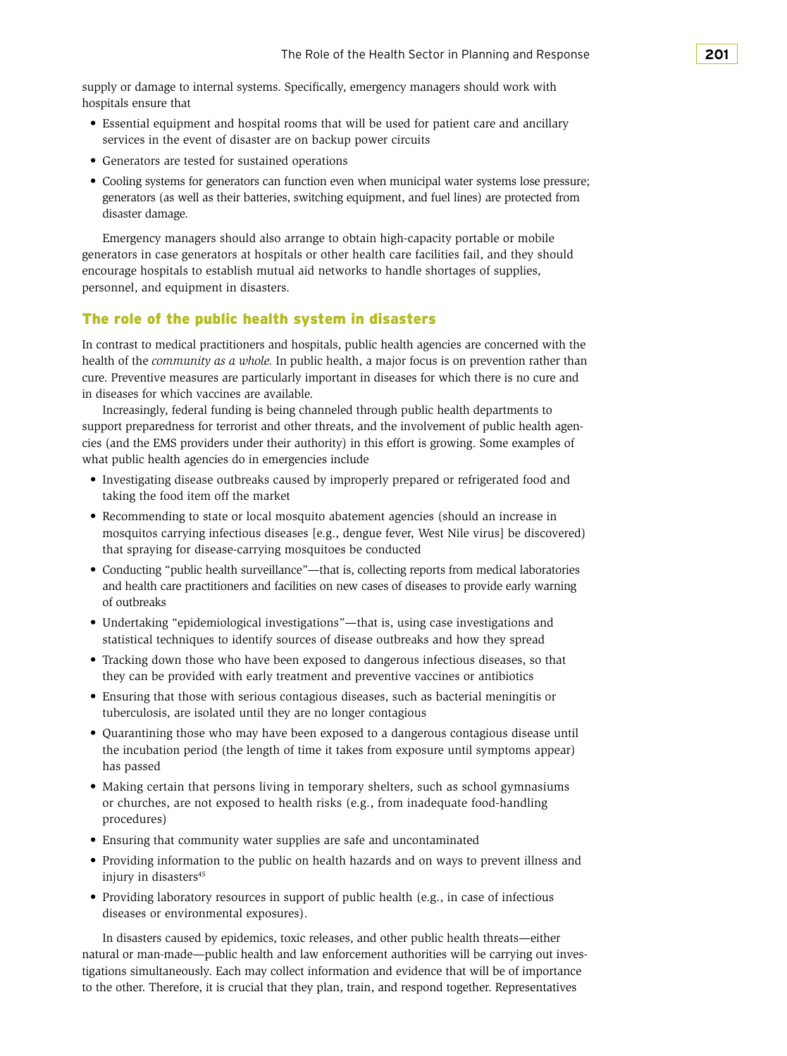supply or damage to internal systems. Specifically, emergency managers should work with hospitals ensure that

- Essential equipment and hospital rooms that will be used for patient care and ancillary services in the event of disaster are on backup power circuits
- Generators are tested for sustained operations
- Cooling systems for generators can function even when municipal water systems lose pressure; generators (as well as their batteries, switching equipment, and fuel lines) are protected from disaster damage.

Emergency managers should also arrange to obtain high-capacity portable or mobile generators in case generators at hospitals or other health care facilities fail, and they should encourage hospitals to establish mutual aid networks to handle shortages of supplies, personnel, and equipment in disasters.

## The role of the public health system in disasters

In contrast to medical practitioners and hospitals, public health agencies are concerned with the health of the *community as a whole.* In public health, a major focus is on prevention rather than cure. Preventive measures are particularly important in diseases for which there is no cure and in diseases for which vaccines are available.

Increasingly, federal funding is being channeled through public health departments to support preparedness for terrorist and other threats, and the involvement of public health agencies (and the EMS providers under their authority) in this effort is growing. Some examples of what public health agencies do in emergencies include

- Investigating disease outbreaks caused by improperly prepared or refrigerated food and taking the food item off the market
- Recommending to state or local mosquito abatement agencies (should an increase in mosquitos carrying infectious diseases [e.g., dengue fever, West Nile virus] be discovered) that spraying for disease-carrying mosquitoes be conducted
- Conducting "public health surveillance"—that is, collecting reports from medical laboratories and health care practitioners and facilities on new cases of diseases to provide early warning of outbreaks
- Undertaking "epidemiological investigations"—that is, using case investigations and statistical techniques to identify sources of disease outbreaks and how they spread
- Tracking down those who have been exposed to dangerous infectious diseases, so that they can be provided with early treatment and preventive vaccines or antibiotics
- Ensuring that those with serious contagious diseases, such as bacterial meningitis or tuberculosis, are isolated until they are no longer contagious
- Quarantining those who may have been exposed to a dangerous contagious disease until the incubation period (the length of time it takes from exposure until symptoms appear) has passed
- Making certain that persons living in temporary shelters, such as school gymnasiums or churches, are not exposed to health risks (e.g., from inadequate food-handling procedures)
- Ensuring that community water supplies are safe and uncontaminated
- Providing information to the public on health hazards and on ways to prevent illness and injury in disasters[45]
- Providing laboratory resources in support of public health (e.g., in case of infectious diseases or environmental exposures).

In disasters caused by epidemics, toxic releases, and other public health threats—either natural or man-made—public health and law enforcement authorities will be carrying out investigations simultaneously. Each may collect information and evidence that will be of importance to the other. Therefore, it is crucial that they plan, train, and respond together. Representatives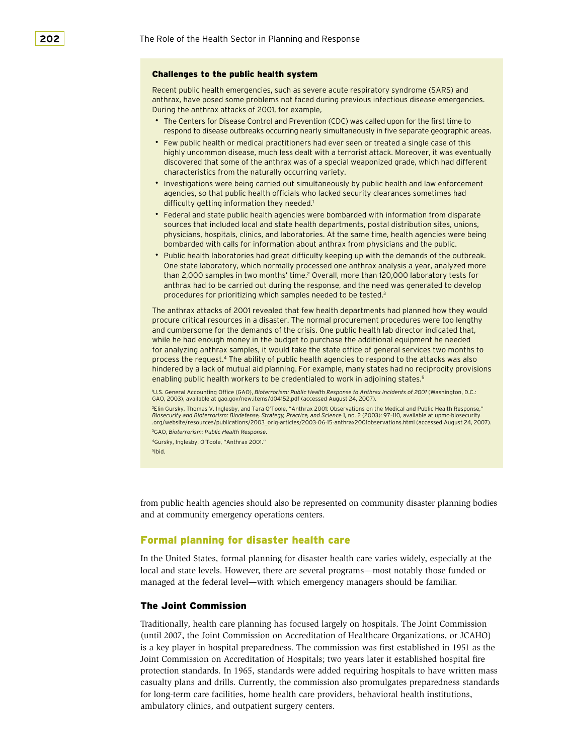### Challenges to the public health system

Recent public health emergencies, such as severe acute respiratory syndrome (SARS) and anthrax, have posed some problems not faced during previous infectious disease emergencies. During the anthrax attacks of 2001, for example,

- The Centers for Disease Control and Prevention (CDC) was called upon for the first time to respond to disease outbreaks occurring nearly simultaneously in five separate geographic areas.
- Few public health or medical practitioners had ever seen or treated a single case of this highly uncommon disease, much less dealt with a terrorist attack. Moreover, it was eventually discovered that some of the anthrax was of a special weaponized grade, which had different characteristics from the naturally occurring variety.
- Investigations were being carried out simultaneously by public health and law enforcement agencies, so that public health officials who lacked security clearances sometimes had difficulty getting information they needed.[1]
- Federal and state public health agencies were bombarded with information from disparate sources that included local and state health departments, postal distribution sites, unions, physicians, hospitals, clinics, and laboratories. At the same time, health agencies were being bombarded with calls for information about anthrax from physicians and the public.
- Public health laboratories had great difficulty keeping up with the demands of the outbreak. One state laboratory, which normally processed one anthrax analysis a year, analyzed more than 2,000 samples in two months' time.[2] Overall, more than 120,000 laboratory tests for anthrax had to be carried out during the response, and the need was generated to develop procedures for prioritizing which samples needed to be tested.[3]

The anthrax attacks of 2001 revealed that few health departments had planned how they would procure critical resources in a disaster. The normal procurement procedures were too lengthy and cumbersome for the demands of the crisis. One public health lab director indicated that, while he had enough money in the budget to purchase the additional equipment he needed for analyzing anthrax samples, it would take the state office of general services two months to process the request.[4] The ability of public health agencies to respond to the attacks was also hindered by a lack of mutual aid planning. For example, many states had no reciprocity provisions enabling public health workers to be credentialed to work in adjoining states.[5]

[1] U.S. General Accounting Office (GAO), *Bioterrorism: Public Health Response to Anthrax Incidents of 2001* (Washington, D.C.: GAO, 2003), available at gao.gov/new.items/d04152.pdf (accessed August 24, 2007).

[2] Elin Gursky, Thomas V. Inglesby, and Tara O'Toole, "Anthrax 2001: Observations on the Medical and Public Health Response," *Biosecurity and Bioterrorism: Biodefense, Strategy, Practice, and Science* 1, no. 2 (2003): 97–110, available at upmc-biosecurity .org/website/resources/publications/2003_orig-articles/2003-06-15-anthrax2001observations.html (accessed August 24, 2007).

[3] GAO, *Bioterrorism: Public Health Response*.

[4] Gursky, Inglesby, O'Toole, "Anthrax 2001."

[5] Ibid.

from public health agencies should also be represented on community disaster planning bodies and at community emergency operations centers.

## Formal planning for disaster health care

In the United States, formal planning for disaster health care varies widely, especially at the local and state levels. However, there are several programs—most notably those funded or managed at the federal level—with which emergency managers should be familiar.

### The Joint Commission

Traditionally, health care planning has focused largely on hospitals. The Joint Commission (until 2007, the Joint Commission on Accreditation of Healthcare Organizations, or JCAHO) is a key player in hospital preparedness. The commission was first established in 1951 as the Joint Commission on Accreditation of Hospitals; two years later it established hospital fire protection standards. In 1965, standards were added requiring hospitals to have written mass casualty plans and drills. Currently, the commission also promulgates preparedness standards for long-term care facilities, home health care providers, behavioral health institutions, ambulatory clinics, and outpatient surgery centers.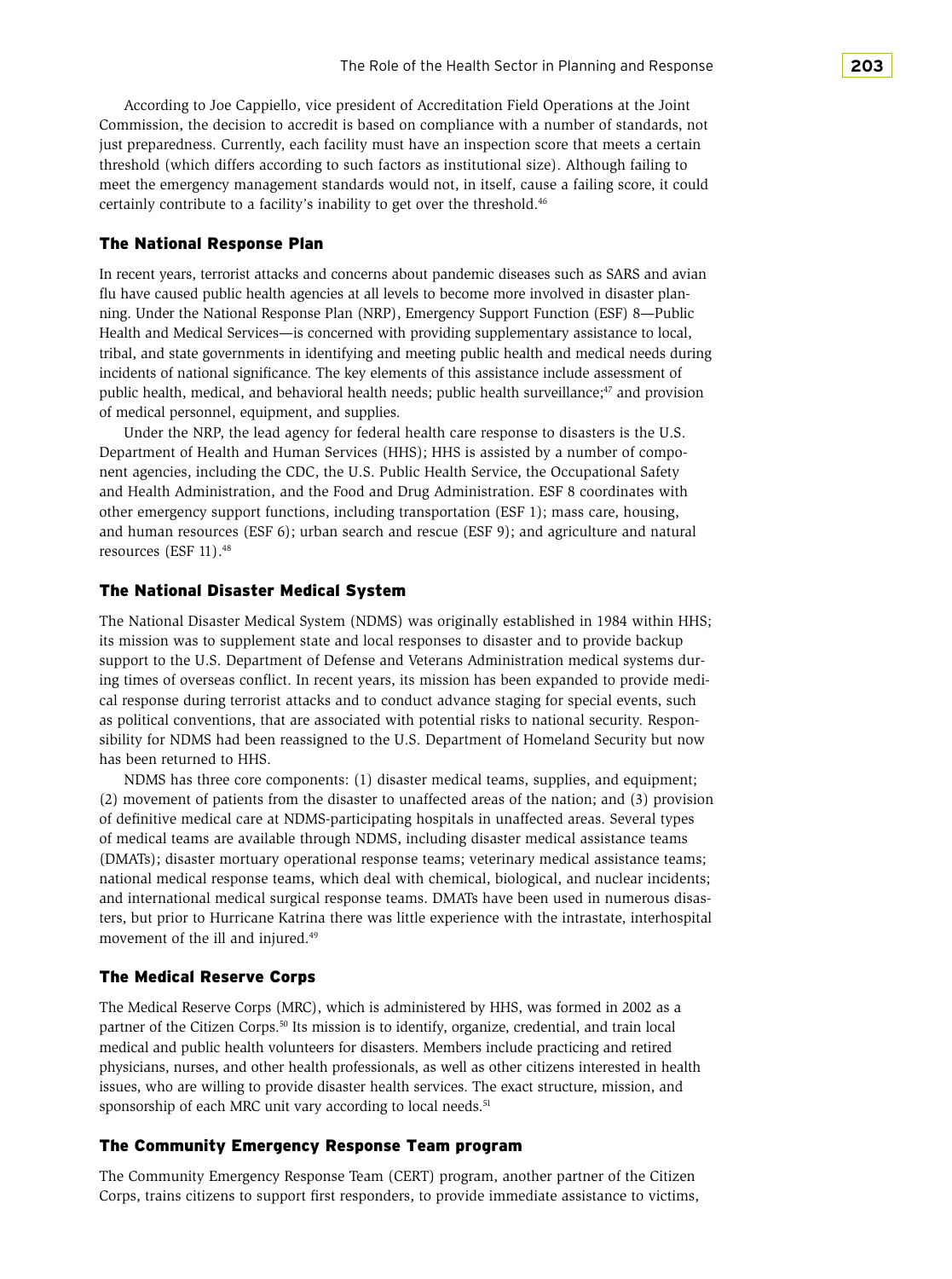According to Joe Cappiello, vice president of Accreditation Field Operations at the Joint Commission, the decision to accredit is based on compliance with a number of standards, not just preparedness. Currently, each facility must have an inspection score that meets a certain threshold (which differs according to such factors as institutional size). Although failing to meet the emergency management standards would not, in itself, cause a failing score, it could certainly contribute to a facility's inability to get over the threshold.[46]

### The National Response Plan

In recent years, terrorist attacks and concerns about pandemic diseases such as SARS and avian flu have caused public health agencies at all levels to become more involved in disaster planning. Under the National Response Plan (NRP), Emergency Support Function (ESF) 8—Public Health and Medical Services—is concerned with providing supplementary assistance to local, tribal, and state governments in identifying and meeting public health and medical needs during incidents of national significance. The key elements of this assistance include assessment of public health, medical, and behavioral health needs; public health surveillance;[47] and provision of medical personnel, equipment, and supplies.

Under the NRP, the lead agency for federal health care response to disasters is the U.S. Department of Health and Human Services (HHS); HHS is assisted by a number of component agencies, including the CDC, the U.S. Public Health Service, the Occupational Safety and Health Administration, and the Food and Drug Administration. ESF 8 coordinates with other emergency support functions, including transportation (ESF 1); mass care, housing, and human resources (ESF 6); urban search and rescue (ESF 9); and agriculture and natural resources (ESF 11).[48]

### The National Disaster Medical System

The National Disaster Medical System (NDMS) was originally established in 1984 within HHS; its mission was to supplement state and local responses to disaster and to provide backup support to the U.S. Department of Defense and Veterans Administration medical systems during times of overseas conflict. In recent years, its mission has been expanded to provide medical response during terrorist attacks and to conduct advance staging for special events, such as political conventions, that are associated with potential risks to national security. Responsibility for NDMS had been reassigned to the U.S. Department of Homeland Security but now has been returned to HHS.

NDMS has three core components: (1) disaster medical teams, supplies, and equipment; (2) movement of patients from the disaster to unaffected areas of the nation; and (3) provision of definitive medical care at NDMS-participating hospitals in unaffected areas. Several types of medical teams are available through NDMS, including disaster medical assistance teams (DMATs); disaster mortuary operational response teams; veterinary medical assistance teams; national medical response teams, which deal with chemical, biological, and nuclear incidents; and international medical surgical response teams. DMATs have been used in numerous disasters, but prior to Hurricane Katrina there was little experience with the intrastate, interhospital movement of the ill and injured.[49]

### The Medical Reserve Corps

The Medical Reserve Corps (MRC), which is administered by HHS, was formed in 2002 as a partner of the Citizen Corps.[50] Its mission is to identify, organize, credential, and train local medical and public health volunteers for disasters. Members include practicing and retired physicians, nurses, and other health professionals, as well as other citizens interested in health issues, who are willing to provide disaster health services. The exact structure, mission, and sponsorship of each MRC unit vary according to local needs.[51]

### The Community Emergency Response Team program

The Community Emergency Response Team (CERT) program, another partner of the Citizen Corps, trains citizens to support first responders, to provide immediate assistance to victims,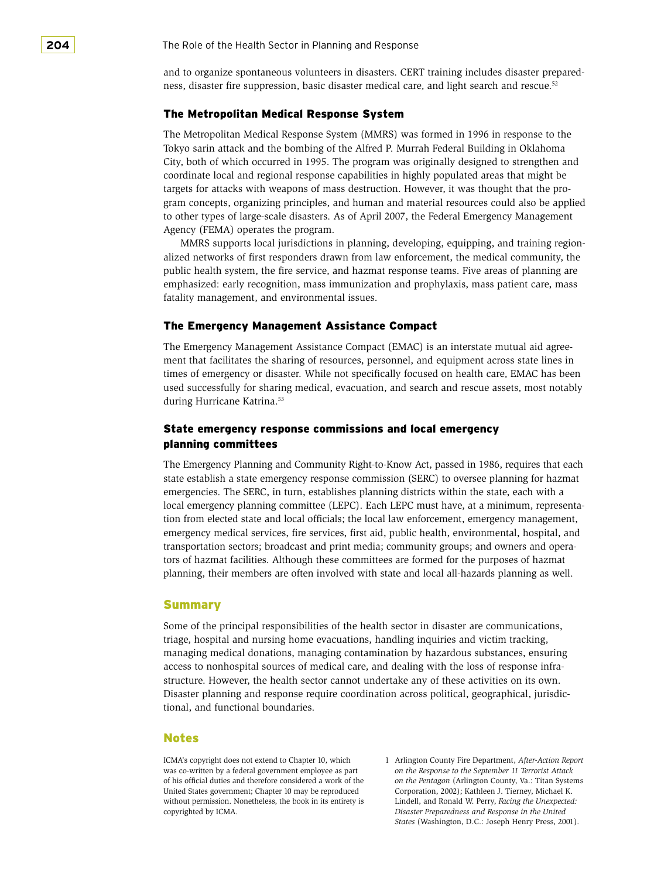and to organize spontaneous volunteers in disasters. CERT training includes disaster preparedness, disaster fire suppression, basic disaster medical care, and light search and rescue.[52]

### The Metropolitan Medical Response System

The Metropolitan Medical Response System (MMRS) was formed in 1996 in response to the Tokyo sarin attack and the bombing of the Alfred P. Murrah Federal Building in Oklahoma City, both of which occurred in 1995. The program was originally designed to strengthen and coordinate local and regional response capabilities in highly populated areas that might be targets for attacks with weapons of mass destruction. However, it was thought that the program concepts, organizing principles, and human and material resources could also be applied to other types of large-scale disasters. As of April 2007, the Federal Emergency Management Agency (FEMA) operates the program.

MMRS supports local jurisdictions in planning, developing, equipping, and training regionalized networks of first responders drawn from law enforcement, the medical community, the public health system, the fire service, and hazmat response teams. Five areas of planning are emphasized: early recognition, mass immunization and prophylaxis, mass patient care, mass fatality management, and environmental issues.

### The Emergency Management Assistance Compact

The Emergency Management Assistance Compact (EMAC) is an interstate mutual aid agreement that facilitates the sharing of resources, personnel, and equipment across state lines in times of emergency or disaster. While not specifically focused on health care, EMAC has been used successfully for sharing medical, evacuation, and search and rescue assets, most notably during Hurricane Katrina.[53]

### State emergency response commissions and local emergency planning committees

The Emergency Planning and Community Right-to-Know Act, passed in 1986, requires that each state establish a state emergency response commission (SERC) to oversee planning for hazmat emergencies. The SERC, in turn, establishes planning districts within the state, each with a local emergency planning committee (LEPC). Each LEPC must have, at a minimum, representation from elected state and local officials; the local law enforcement, emergency management, emergency medical services, fire services, first aid, public health, environmental, hospital, and transportation sectors; broadcast and print media; community groups; and owners and operators of hazmat facilities. Although these committees are formed for the purposes of hazmat planning, their members are often involved with state and local all-hazards planning as well.

## Summary

Some of the principal responsibilities of the health sector in disaster are communications, triage, hospital and nursing home evacuations, handling inquiries and victim tracking, managing medical donations, managing contamination by hazardous substances, ensuring access to nonhospital sources of medical care, and dealing with the loss of response infrastructure. However, the health sector cannot undertake any of these activities on its own. Disaster planning and response require coordination across political, geographical, jurisdictional, and functional boundaries.

## Notes

ICMA's copyright does not extend to Chapter 10, which was co-written by a federal government employee as part of his official duties and therefore considered a work of the United States government; Chapter 10 may be reproduced without permission. Nonetheless, the book in its entirety is copyrighted by ICMA.

1 Arlington County Fire Department, *After-Action Report on the Response to the September 11 Terrorist Attack on the Pentagon* (Arlington County, Va.: Titan Systems Corporation, 2002); Kathleen J. Tierney, Michael K. Lindell, and Ronald W. Perry, *Facing the Unexpected: Disaster Preparedness and Response in the United States* (Washington, D.C.: Joseph Henry Press, 2001).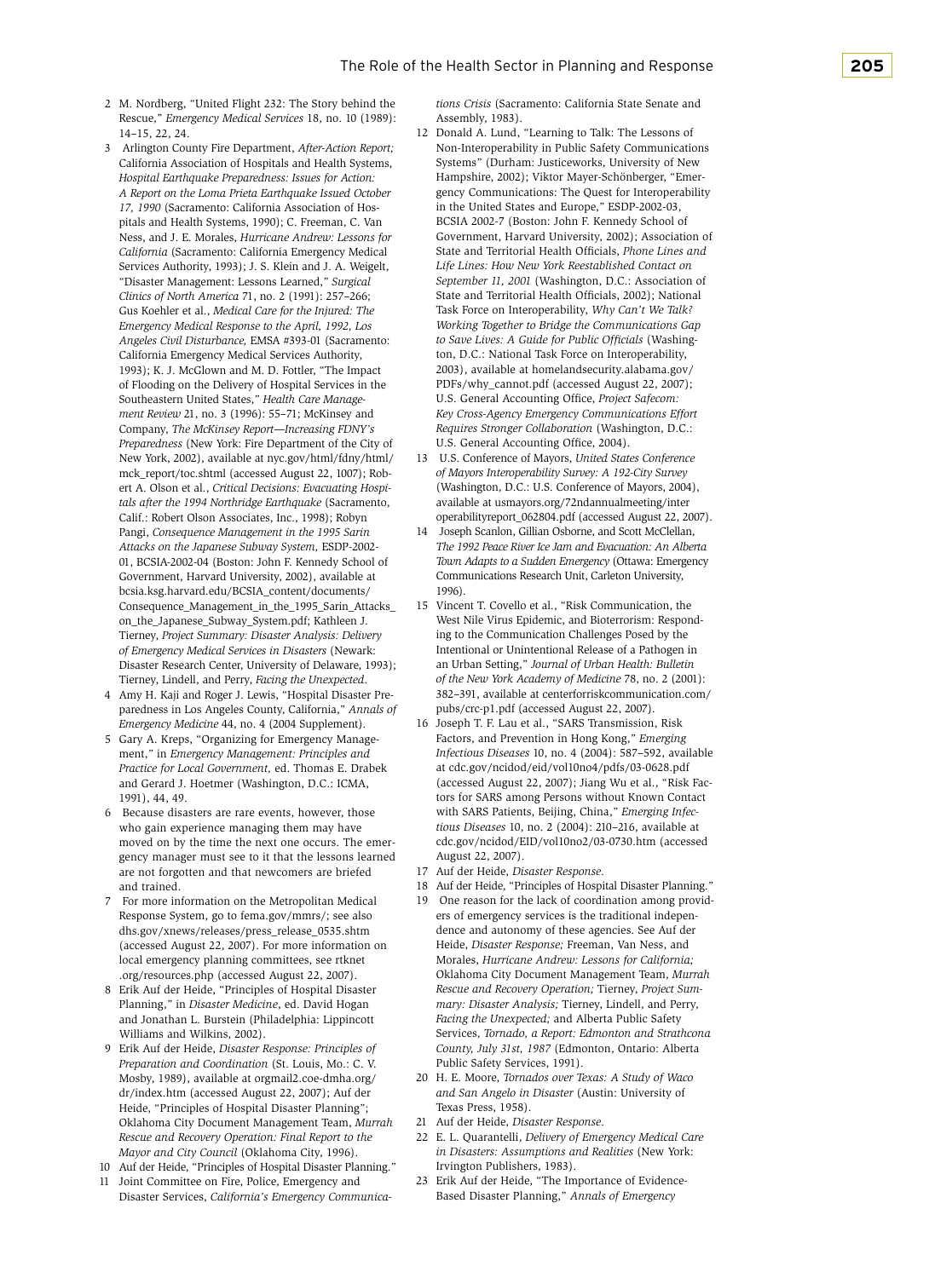2 M. Nordberg, "United Flight 232: The Story behind the Rescue," *Emergency Medical Services* 18, no. 10 (1989): 14–15, 22, 24.

3 Arlington County Fire Department, *After-Action Report;* California Association of Hospitals and Health Systems, *Hospital Earthquake Preparedness: Issues for Action: A Report on the Loma Prieta Earthquake Issued October 17, 1990* (Sacramento: California Association of Hospitals and Health Systems, 1990); C. Freeman, C. Van Ness, and J. E. Morales, *Hurricane Andrew: Lessons for California* (Sacramento: California Emergency Medical Services Authority, 1993); J. S. Klein and J. A. Weigelt, "Disaster Management: Lessons Learned," *Surgical Clinics of North America* 71, no. 2 (1991): 257–266; Gus Koehler et al., *Medical Care for the Injured: The Emergency Medical Response to the April, 1992, Los Angeles Civil Disturbance,* EMSA #393-01 (Sacramento: California Emergency Medical Services Authority, 1993); K. J. McGlown and M. D. Fottler, "The Impact of Flooding on the Delivery of Hospital Services in the Southeastern United States," *Health Care Management Review* 21, no. 3 (1996): 55–71; McKinsey and Company, *The McKinsey Report—Increasing FDNY's Preparedness* (New York: Fire Department of the City of New York, 2002), available at nyc.gov/html/fdny/html/mck_report/toc.shtml (accessed August 22, 1007); Robert A. Olson et al., *Critical Decisions: Evacuating Hospitals after the 1994 Northridge Earthquake* (Sacramento, Calif.: Robert Olson Associates, Inc., 1998); Robyn Pangi, *Consequence Management in the 1995 Sarin Attacks on the Japanese Subway System,* ESDP-2002-01, BCSIA-2002-04 (Boston: John F. Kennedy School of Government, Harvard University, 2002), available at bcsia.ksg.harvard.edu/BCSIA_content/documents/Consequence_Management_in_the_1995_Sarin_Attacks_on_the_Japanese_Subway_System.pdf; Kathleen J. Tierney, *Project Summary: Disaster Analysis: Delivery of Emergency Medical Services in Disasters* (Newark: Disaster Research Center, University of Delaware, 1993); Tierney, Lindell, and Perry, *Facing the Unexpected.*

4 Amy H. Kaji and Roger J. Lewis, "Hospital Disaster Preparedness in Los Angeles County, California," *Annals of Emergency Medicine* 44, no. 4 (2004 Supplement).

5 Gary A. Kreps, "Organizing for Emergency Management," in *Emergency Management: Principles and Practice for Local Government,* ed. Thomas E. Drabek and Gerard J. Hoetmer (Washington, D.C.: ICMA, 1991), 44, 49.

6 Because disasters are rare events, however, those who gain experience managing them may have moved on by the time the next one occurs. The emergency manager must see to it that the lessons learned are not forgotten and that newcomers are briefed and trained.

7 For more information on the Metropolitan Medical Response System, go to fema.gov/mmrs/; see also dhs.gov/xnews/releases/press_release_0535.shtm (accessed August 22, 2007). For more information on local emergency planning committees, see rtknet.org/resources.php (accessed August 22, 2007).

8 Erik Auf der Heide, "Principles of Hospital Disaster Planning," in *Disaster Medicine,* ed. David Hogan and Jonathan L. Burstein (Philadelphia: Lippincott Williams and Wilkins, 2002).

9 Erik Auf der Heide, *Disaster Response: Principles of Preparation and Coordination* (St. Louis, Mo.: C. V. Mosby, 1989), available at orgmail2.coe-dmha.org/dr/index.htm (accessed August 22, 2007); Auf der Heide, "Principles of Hospital Disaster Planning"; Oklahoma City Document Management Team, *Murrah Rescue and Recovery Operation: Final Report to the Mayor and City Council* (Oklahoma City, 1996).

10 Auf der Heide, "Principles of Hospital Disaster Planning."

11 Joint Committee on Fire, Police, Emergency and Disaster Services, *California's Emergency Communications Crisis* (Sacramento: California State Senate and Assembly, 1983).

12 Donald A. Lund, "Learning to Talk: The Lessons of Non-Interoperability in Public Safety Communications Systems" (Durham: Justiceworks, University of New Hampshire, 2002); Viktor Mayer-Schönberger, "Emergency Communications: The Quest for Interoperability in the United States and Europe," ESDP-2002-03, BCSIA 2002-7 (Boston: John F. Kennedy School of Government, Harvard University, 2002); Association of State and Territorial Health Officials, *Phone Lines and Life Lines: How New York Reestablished Contact on September 11, 2001* (Washington, D.C.: Association of State and Territorial Health Officials, 2002); National Task Force on Interoperability, *Why Can't We Talk? Working Together to Bridge the Communications Gap to Save Lives: A Guide for Public Officials* (Washington, D.C.: National Task Force on Interoperability, 2003), available at homelandsecurity.alabama.gov/PDFs/why_cannot.pdf (accessed August 22, 2007); U.S. General Accounting Office, *Project Safecom: Key Cross-Agency Emergency Communications Effort Requires Stronger Collaboration* (Washington, D.C.: U.S. General Accounting Office, 2004).

13 U.S. Conference of Mayors, *United States Conference of Mayors Interoperability Survey: A 192-City Survey* (Washington, D.C.: U.S. Conference of Mayors, 2004), available at usmayors.org/72ndannualmeeting/interoperabilityreport_062804.pdf (accessed August 22, 2007).

14 Joseph Scanlon, Gillian Osborne, and Scott McClellan, *The 1992 Peace River Ice Jam and Evacuation: An Alberta Town Adapts to a Sudden Emergency* (Ottawa: Emergency Communications Research Unit, Carleton University, 1996).

15 Vincent T. Covello et al., "Risk Communication, the West Nile Virus Epidemic, and Bioterrorism: Responding to the Communication Challenges Posed by the Intentional or Unintentional Release of a Pathogen in an Urban Setting," *Journal of Urban Health: Bulletin of the New York Academy of Medicine* 78, no. 2 (2001): 382–391, available at centerforriskcommunication.com/pubs/crc-p1.pdf (accessed August 22, 2007).

16 Joseph T. F. Lau et al., "SARS Transmission, Risk Factors, and Prevention in Hong Kong," *Emerging Infectious Diseases* 10, no. 4 (2004): 587–592, available at cdc.gov/ncidod/eid/vol10no4/pdfs/03-0628.pdf (accessed August 22, 2007); Jiang Wu et al., "Risk Factors for SARS among Persons without Known Contact with SARS Patients, Beijing, China," *Emerging Infectious Diseases* 10, no. 2 (2004): 210–216, available at cdc.gov/ncidod/EID/vol10no2/03-0730.htm (accessed August 22, 2007).

17 Auf der Heide, *Disaster Response.*

18 Auf der Heide, "Principles of Hospital Disaster Planning."

19 One reason for the lack of coordination among providers of emergency services is the traditional independence and autonomy of these agencies. See Auf der Heide, *Disaster Response;* Freeman, Van Ness, and Morales, *Hurricane Andrew: Lessons for California;* Oklahoma City Document Management Team, *Murrah Rescue and Recovery Operation;* Tierney, *Project Summary: Disaster Analysis;* Tierney, Lindell, and Perry, *Facing the Unexpected;* and Alberta Public Safety Services, *Tornado, a Report: Edmonton and Strathcona County, July 31st, 1987* (Edmonton, Ontario: Alberta Public Safety Services, 1991).

20 H. E. Moore, *Tornados over Texas: A Study of Waco and San Angelo in Disaster* (Austin: University of Texas Press, 1958).

21 Auf der Heide, *Disaster Response.*

22 E. L. Quarantelli, *Delivery of Emergency Medical Care in Disasters: Assumptions and Realities* (New York: Irvington Publishers, 1983).

23 Erik Auf der Heide, "The Importance of Evidence-Based Disaster Planning," *Annals of Emergency*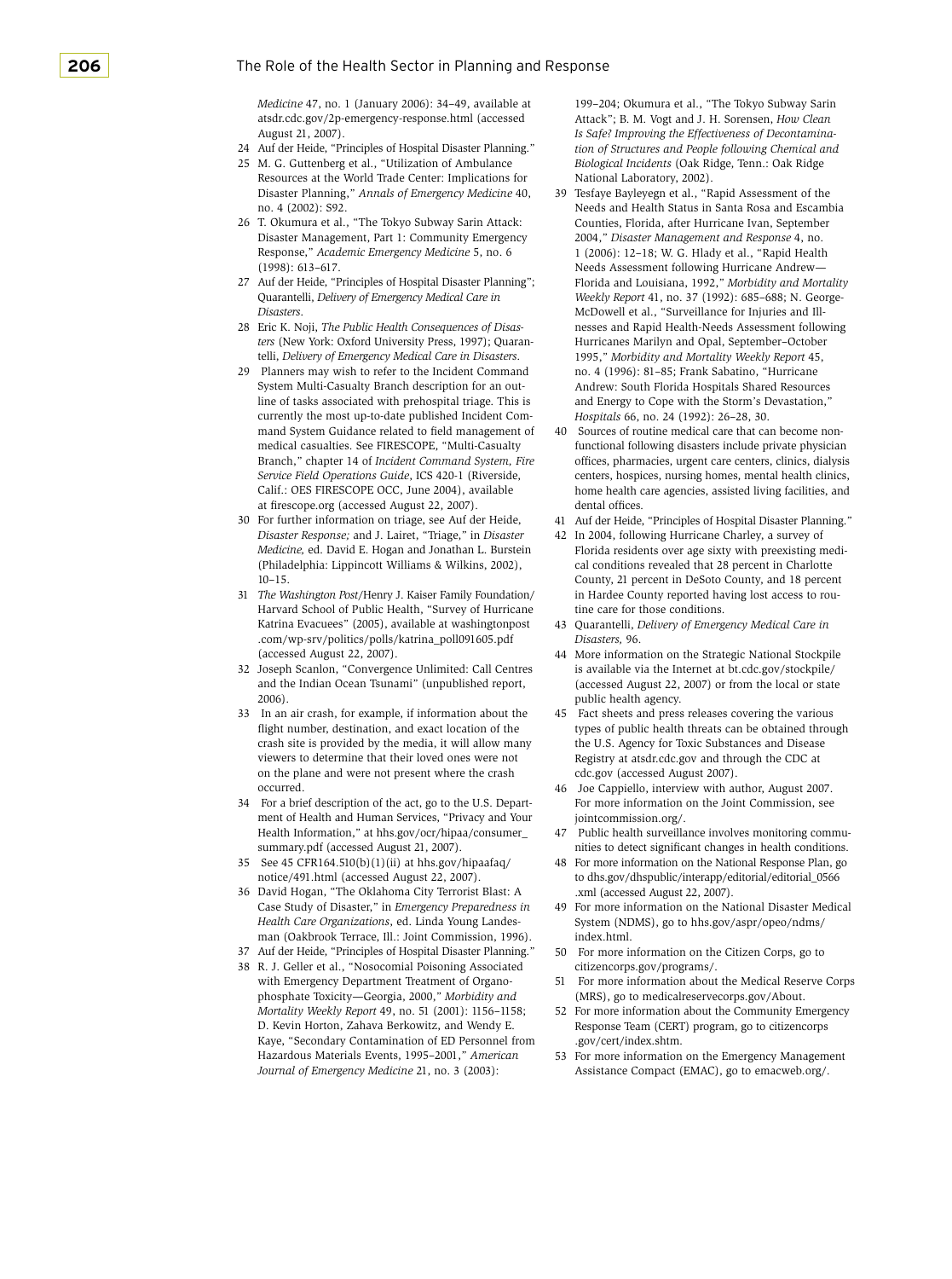*Medicine* 47, no. 1 (January 2006): 34–49, available at atsdr.cdc.gov/2p-emergency-response.html (accessed August 21, 2007).

24 Auf der Heide, "Principles of Hospital Disaster Planning."

25 M. G. Guttenberg et al., "Utilization of Ambulance Resources at the World Trade Center: Implications for Disaster Planning," *Annals of Emergency Medicine* 40, no. 4 (2002): S92.

26 T. Okumura et al., "The Tokyo Subway Sarin Attack: Disaster Management, Part 1: Community Emergency Response," *Academic Emergency Medicine* 5, no. 6 (1998): 613–617.

27 Auf der Heide, "Principles of Hospital Disaster Planning"; Quarantelli, *Delivery of Emergency Medical Care in Disasters*.

28 Eric K. Noji, *The Public Health Consequences of Disasters* (New York: Oxford University Press, 1997); Quarantelli, *Delivery of Emergency Medical Care in Disasters*.

29 Planners may wish to refer to the Incident Command System Multi-Casualty Branch description for an outline of tasks associated with prehospital triage. This is currently the most up-to-date published Incident Command System Guidance related to field management of medical casualties. See FIRESCOPE, "Multi-Casualty Branch," chapter 14 of *Incident Command System, Fire Service Field Operations Guide*, ICS 420-1 (Riverside, Calif.: OES FIRESCOPE OCC, June 2004), available at firescope.org (accessed August 22, 2007).

30 For further information on triage, see Auf der Heide, *Disaster Response;* and J. Lairet, "Triage," in *Disaster Medicine,* ed. David E. Hogan and Jonathan L. Burstein (Philadelphia: Lippincott Williams & Wilkins, 2002), 10–15.

31 *The Washington Post*/Henry J. Kaiser Family Foundation/Harvard School of Public Health, "Survey of Hurricane Katrina Evacuees" (2005), available at washingtonpost .com/wp-srv/politics/polls/katrina_poll091605.pdf (accessed August 22, 2007).

32 Joseph Scanlon, "Convergence Unlimited: Call Centres and the Indian Ocean Tsunami" (unpublished report, 2006).

33 In an air crash, for example, if information about the flight number, destination, and exact location of the crash site is provided by the media, it will allow many viewers to determine that their loved ones were not on the plane and were not present where the crash occurred.

34 For a brief description of the act, go to the U.S. Department of Health and Human Services, "Privacy and Your Health Information," at hhs.gov/ocr/hipaa/consumer_summary.pdf (accessed August 21, 2007).

35 See 45 CFR164.510(b)(1)(ii) at hhs.gov/hipaafaq/notice/491.html (accessed August 22, 2007).

36 David Hogan, "The Oklahoma City Terrorist Blast: A Case Study of Disaster," in *Emergency Preparedness in Health Care Organizations*, ed. Linda Young Landesman (Oakbrook Terrace, Ill.: Joint Commission, 1996).

37 Auf der Heide, "Principles of Hospital Disaster Planning."

38 R. J. Geller et al., "Nosocomial Poisoning Associated with Emergency Department Treatment of Organophosphate Toxicity—Georgia, 2000," *Morbidity and Mortality Weekly Report* 49, no. 51 (2001): 1156–1158; D. Kevin Horton, Zahava Berkowitz, and Wendy E. Kaye, "Secondary Contamination of ED Personnel from Hazardous Materials Events, 1995–2001," *American Journal of Emergency Medicine* 21, no. 3 (2003): 199–204; Okumura et al., "The Tokyo Subway Sarin Attack"; B. M. Vogt and J. H. Sorensen, *How Clean Is Safe? Improving the Effectiveness of Decontamination of Structures and People following Chemical and Biological Incidents* (Oak Ridge, Tenn.: Oak Ridge National Laboratory, 2002).

39 Tesfaye Bayleyegn et al., "Rapid Assessment of the Needs and Health Status in Santa Rosa and Escambia Counties, Florida, after Hurricane Ivan, September 2004," *Disaster Management and Response* 4, no. 1 (2006): 12–18; W. G. Hlady et al., "Rapid Health Needs Assessment following Hurricane Andrew—Florida and Louisiana, 1992," *Morbidity and Mortality Weekly Report* 41, no. 37 (1992): 685–688; N. George-McDowell et al., "Surveillance for Injuries and Illnesses and Rapid Health-Needs Assessment following Hurricanes Marilyn and Opal, September–October 1995," *Morbidity and Mortality Weekly Report* 45, no. 4 (1996): 81–85; Frank Sabatino, "Hurricane Andrew: South Florida Hospitals Shared Resources and Energy to Cope with the Storm's Devastation," *Hospitals* 66, no. 24 (1992): 26–28, 30.

40 Sources of routine medical care that can become nonfunctional following disasters include private physician offices, pharmacies, urgent care centers, clinics, dialysis centers, hospices, nursing homes, mental health clinics, home health care agencies, assisted living facilities, and dental offices.

41 Auf der Heide, "Principles of Hospital Disaster Planning."

42 In 2004, following Hurricane Charley, a survey of Florida residents over age sixty with preexisting medical conditions revealed that 28 percent in Charlotte County, 21 percent in DeSoto County, and 18 percent in Hardee County reported having lost access to routine care for those conditions.

43 Quarantelli, *Delivery of Emergency Medical Care in Disasters,* 96.

44 More information on the Strategic National Stockpile is available via the Internet at bt.cdc.gov/stockpile/ (accessed August 22, 2007) or from the local or state public health agency.

45 Fact sheets and press releases covering the various types of public health threats can be obtained through the U.S. Agency for Toxic Substances and Disease Registry at atsdr.cdc.gov and through the CDC at cdc.gov (accessed August 2007).

46 Joe Cappiello, interview with author, August 2007. For more information on the Joint Commission, see jointcommission.org/.

47 Public health surveillance involves monitoring communities to detect significant changes in health conditions.

48 For more information on the National Response Plan, go to dhs.gov/dhspublic/interapp/editorial/editorial_0566 .xml (accessed August 22, 2007).

49 For more information on the National Disaster Medical System (NDMS), go to hhs.gov/aspr/opeo/ndms/index.html.

50 For more information on the Citizen Corps, go to citizencorps.gov/programs/.

51 For more information about the Medical Reserve Corps (MRS), go to medicalreservecorps.gov/About.

52 For more information about the Community Emergency Response Team (CERT) program, go to citizencorps .gov/cert/index.shtm.

53 For more information on the Emergency Management Assistance Compact (EMAC), go to emacweb.org/.